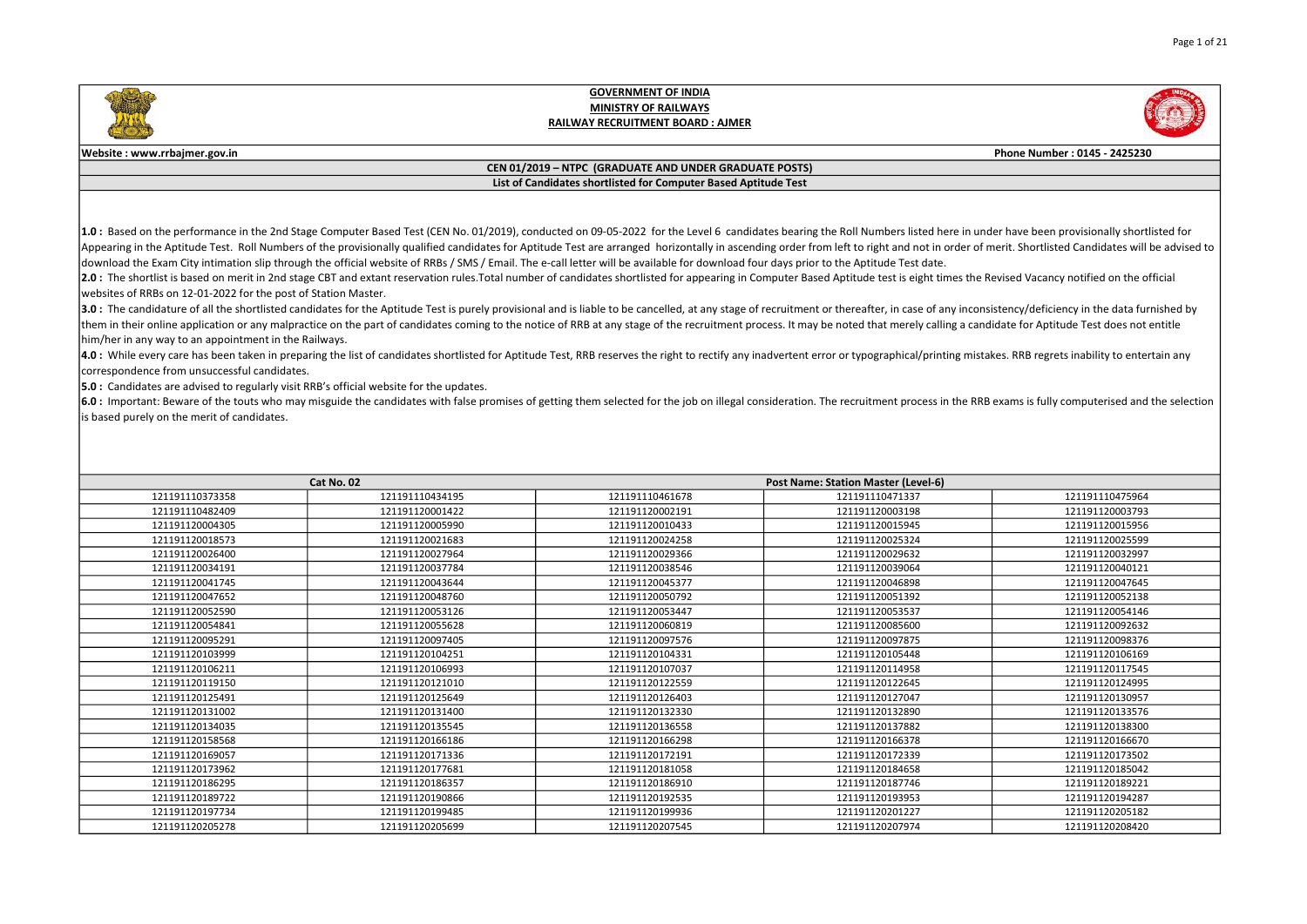# GOVERNMENT OF INDIA
## MINISTRY OF RAILWAYS
## RAILWAY RECRUITMENT BOARD : AJMER

**Website : www.rrbajmer.gov.in** **Phone Number : 0145 - 2425230**

**CEN 01/2019 – NTPC (GRADUATE AND UNDER GRADUATE POSTS)**

**List of Candidates shortlisted for Computer Based Aptitude Test**

**1.0 :** Based on the performance in the 2nd Stage Computer Based Test (CEN No. 01/2019), conducted on 09-05-2022 for the Level 6 candidates bearing the Roll Numbers listed here in under have been provisionally shortlisted for Appearing in the Aptitude Test. Roll Numbers of the provisionally qualified candidates for Aptitude Test are arranged horizontally in ascending order from left to right and not in order of merit. Shortlisted Candidates will be advised to download the Exam City intimation slip through the official website of RRBs / SMS / Email. The e-call letter will be available for download four days prior to the Aptitude Test date.

**2.0 :** The shortlist is based on merit in 2nd stage CBT and extant reservation rules.Total number of candidates shortlisted for appearing in Computer Based Aptitude test is eight times the Revised Vacancy notified on the official websites of RRBs on 12-01-2022 for the post of Station Master.

**3.0 :** The candidature of all the shortlisted candidates for the Aptitude Test is purely provisional and is liable to be cancelled, at any stage of recruitment or thereafter, in case of any inconsistency/deficiency in the data furnished by them in their online application or any malpractice on the part of candidates coming to the notice of RRB at any stage of the recruitment process. It may be noted that merely calling a candidate for Aptitude Test does not entitle him/her in any way to an appointment in the Railways.

**4.0 :** While every care has been taken in preparing the list of candidates shortlisted for Aptitude Test, RRB reserves the right to rectify any inadvertent error or typographical/printing mistakes. RRB regrets inability to entertain any correspondence from unsuccessful candidates.

**5.0 :** Candidates are advised to regularly visit RRB's official website for the updates.

**6.0 :** Important: Beware of the touts who may misguide the candidates with false promises of getting them selected for the job on illegal consideration. The recruitment process in the RRB exams is fully computerised and the selection is based purely on the merit of candidates.

| Cat No. 02 | | | Post Name: Station Master (Level-6) | |
|---|---|---|---|---|
| 121191110373358 | 121191110434195 | 121191110461678 | 121191110471337 | 121191110475964 |
| 121191110482409 | 121191120001422 | 121191120002191 | 121191120003198 | 121191120003793 |
| 121191120004305 | 121191120005990 | 121191120010433 | 121191120015945 | 121191120015956 |
| 121191120018573 | 121191120021683 | 121191120024258 | 121191120025324 | 121191120025599 |
| 121191120026400 | 121191120027964 | 121191120029366 | 121191120029632 | 121191120032997 |
| 121191120034191 | 121191120037784 | 121191120038546 | 121191120039064 | 121191120040121 |
| 121191120041745 | 121191120043644 | 121191120045377 | 121191120046898 | 121191120047645 |
| 121191120047652 | 121191120048760 | 121191120050792 | 121191120051392 | 121191120052138 |
| 121191120052590 | 121191120053126 | 121191120053447 | 121191120053537 | 121191120054146 |
| 121191120054841 | 121191120055628 | 121191120060819 | 121191120085600 | 121191120092632 |
| 121191120095291 | 121191120097405 | 121191120097576 | 121191120097875 | 121191120098376 |
| 121191120103999 | 121191120104251 | 121191120104331 | 121191120105448 | 121191120106169 |
| 121191120106211 | 121191120106993 | 121191120107037 | 121191120114958 | 121191120117545 |
| 121191120119150 | 121191120121010 | 121191120122559 | 121191120122645 | 121191120124995 |
| 121191120125491 | 121191120125649 | 121191120126403 | 121191120127047 | 121191120130957 |
| 121191120131002 | 121191120131400 | 121191120132330 | 121191120132890 | 121191120133576 |
| 121191120134035 | 121191120135545 | 121191120136558 | 121191120137882 | 121191120138300 |
| 121191120158568 | 121191120166186 | 121191120166298 | 121191120166378 | 121191120166670 |
| 121191120169057 | 121191120171336 | 121191120172191 | 121191120172339 | 121191120173502 |
| 121191120173962 | 121191120177681 | 121191120181058 | 121191120184658 | 121191120185042 |
| 121191120186295 | 121191120186357 | 121191120186910 | 121191120187746 | 121191120189221 |
| 121191120189722 | 121191120190866 | 121191120192535 | 121191120193953 | 121191120194287 |
| 121191120197734 | 121191120199485 | 121191120199936 | 121191120201227 | 121191120205182 |
| 121191120205278 | 121191120205699 | 121191120207545 | 121191120207974 | 121191120208420 |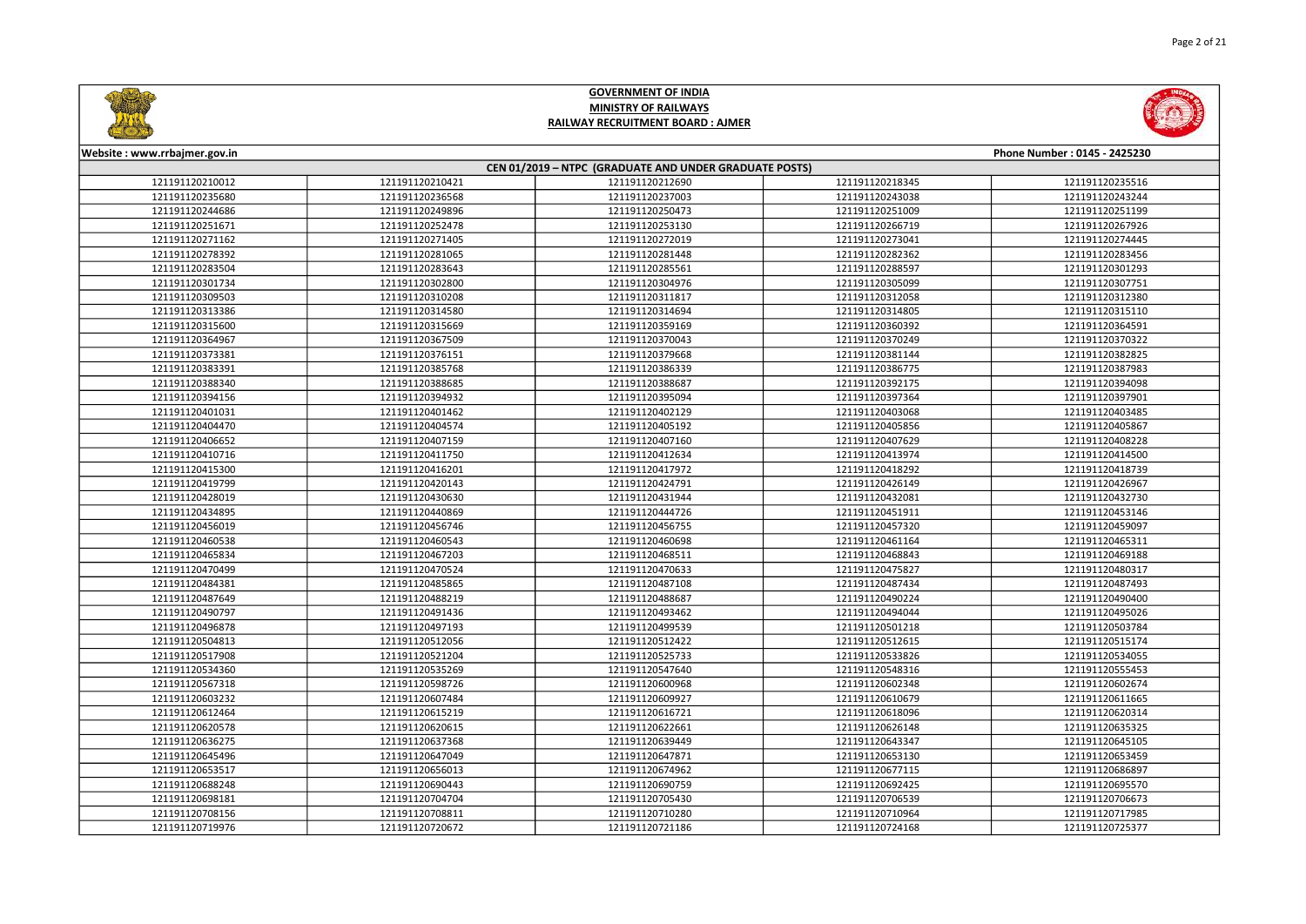# GOVERNMENT OF INDIA
## MINISTRY OF RAILWAYS
## RAILWAY RECRUITMENT BOARD : AJMER

Website : www.rrbajmer.gov.in

Phone Number : 0145 - 2425230

### CEN 01/2019 – NTPC (GRADUATE AND UNDER GRADUATE POSTS)

| | | | | |
|---|---|---|---|---|
| 121191120210012 | 121191120210421 | 121191120212690 | 121191120218345 | 121191120235516 |
| 121191120235680 | 121191120236568 | 121191120237003 | 121191120243038 | 121191120243244 |
| 121191120244686 | 121191120249896 | 121191120250473 | 121191120251009 | 121191120251199 |
| 121191120251671 | 121191120252478 | 121191120253130 | 121191120266719 | 121191120267926 |
| 121191120271162 | 121191120271405 | 121191120272019 | 121191120273041 | 121191120274445 |
| 121191120278392 | 121191120281065 | 121191120281448 | 121191120282362 | 121191120283456 |
| 121191120283504 | 121191120283643 | 121191120285561 | 121191120288597 | 121191120301293 |
| 121191120301734 | 121191120302800 | 121191120304976 | 121191120305099 | 121191120307751 |
| 121191120309503 | 121191120310208 | 121191120311817 | 121191120312058 | 121191120312380 |
| 121191120313386 | 121191120314580 | 121191120314694 | 121191120314805 | 121191120315110 |
| 121191120315600 | 121191120315669 | 121191120359169 | 121191120360392 | 121191120364591 |
| 121191120364967 | 121191120367509 | 121191120370043 | 121191120370249 | 121191120370322 |
| 121191120373381 | 121191120376151 | 121191120379668 | 121191120381144 | 121191120382825 |
| 121191120383391 | 121191120385768 | 121191120386339 | 121191120386775 | 121191120387983 |
| 121191120388340 | 121191120388685 | 121191120388687 | 121191120392175 | 121191120394098 |
| 121191120394156 | 121191120394932 | 121191120395094 | 121191120397364 | 121191120397901 |
| 121191120401031 | 121191120401462 | 121191120402129 | 121191120403068 | 121191120403485 |
| 121191120404470 | 121191120404574 | 121191120405192 | 121191120405856 | 121191120405867 |
| 121191120406652 | 121191120407159 | 121191120407160 | 121191120407629 | 121191120408228 |
| 121191120410716 | 121191120411750 | 121191120412634 | 121191120413974 | 121191120414500 |
| 121191120415300 | 121191120416201 | 121191120417972 | 121191120418292 | 121191120418739 |
| 121191120419799 | 121191120420143 | 121191120424791 | 121191120426149 | 121191120426967 |
| 121191120428019 | 121191120430630 | 121191120431944 | 121191120432081 | 121191120432730 |
| 121191120434895 | 121191120440869 | 121191120444726 | 121191120451911 | 121191120453146 |
| 121191120456019 | 121191120456746 | 121191120456755 | 121191120457320 | 121191120459097 |
| 121191120460538 | 121191120460543 | 121191120460698 | 121191120461164 | 121191120465311 |
| 121191120465834 | 121191120467203 | 121191120468511 | 121191120468843 | 121191120469188 |
| 121191120470499 | 121191120470524 | 121191120470633 | 121191120475827 | 121191120480317 |
| 121191120484381 | 121191120485865 | 121191120487108 | 121191120487434 | 121191120487493 |
| 121191120487649 | 121191120488219 | 121191120488687 | 121191120490224 | 121191120490400 |
| 121191120490797 | 121191120491436 | 121191120493462 | 121191120494044 | 121191120495026 |
| 121191120496878 | 121191120497193 | 121191120499539 | 121191120501218 | 121191120503784 |
| 121191120504813 | 121191120512056 | 121191120512422 | 121191120512615 | 121191120515174 |
| 121191120517908 | 121191120521204 | 121191120525733 | 121191120533826 | 121191120534055 |
| 121191120534360 | 121191120535269 | 121191120547640 | 121191120548316 | 121191120555453 |
| 121191120567318 | 121191120598726 | 121191120600968 | 121191120602348 | 121191120602674 |
| 121191120603232 | 121191120607484 | 121191120609927 | 121191120610679 | 121191120611665 |
| 121191120612464 | 121191120615219 | 121191120616721 | 121191120618096 | 121191120620314 |
| 121191120620578 | 121191120620615 | 121191120622661 | 121191120626148 | 121191120635325 |
| 121191120636275 | 121191120637368 | 121191120639449 | 121191120643347 | 121191120645105 |
| 121191120645496 | 121191120647049 | 121191120647871 | 121191120653130 | 121191120653459 |
| 121191120653517 | 121191120656013 | 121191120674962 | 121191120677115 | 121191120686897 |
| 121191120688248 | 121191120690443 | 121191120690759 | 121191120692425 | 121191120695570 |
| 121191120698181 | 121191120704704 | 121191120705430 | 121191120706539 | 121191120706673 |
| 121191120708156 | 121191120708811 | 121191120710280 | 121191120710964 | 121191120717985 |
| 121191120719976 | 121191120720672 | 121191120721186 | 121191120724168 | 121191120725377 |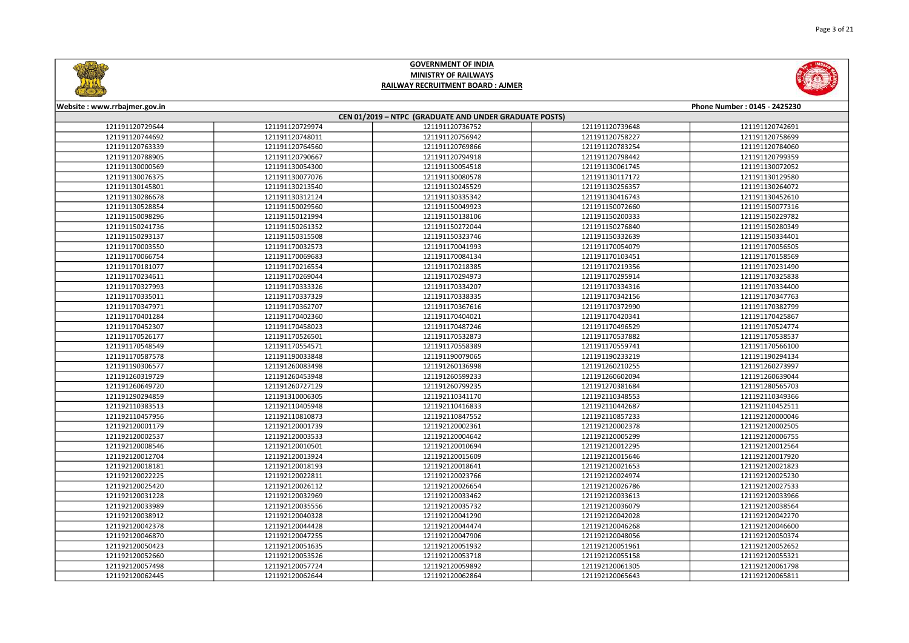# GOVERNMENT OF INDIA
## MINISTRY OF RAILWAYS
## RAILWAY RECRUITMENT BOARD : AJMER

Website : www.rrbajmer.gov.in | Phone Number : 0145 - 2425230

### CEN 01/2019 – NTPC (GRADUATE AND UNDER GRADUATE POSTS)

| | | | | |
|---|---|---|---|---|
| 121191120729644 | 121191120729974 | 121191120736752 | 121191120739648 | 121191120742691 |
| 121191120744692 | 121191120748011 | 121191120756942 | 121191120758227 | 121191120758699 |
| 121191120763339 | 121191120764560 | 121191120769866 | 121191120783254 | 121191120784060 |
| 121191120788905 | 121191120790667 | 121191120794918 | 121191120798442 | 121191120799359 |
| 121191130000569 | 121191130054300 | 121191130054518 | 121191130061745 | 121191130072052 |
| 121191130076375 | 121191130077076 | 121191130080578 | 121191130117172 | 121191130129580 |
| 121191130145801 | 121191130213540 | 121191130245529 | 121191130256357 | 121191130264072 |
| 121191130286678 | 121191130312124 | 121191130335342 | 121191130416743 | 121191130452610 |
| 121191130528854 | 121191150029560 | 121191150049923 | 121191150072660 | 121191150077316 |
| 121191150098296 | 121191150121994 | 121191150138106 | 121191150200333 | 121191150229782 |
| 121191150241736 | 121191150261352 | 121191150272044 | 121191150276840 | 121191150280349 |
| 121191150293137 | 121191150315508 | 121191150323746 | 121191150332639 | 121191150334401 |
| 121191170003550 | 121191170032573 | 121191170041993 | 121191170054079 | 121191170056505 |
| 121191170066754 | 121191170069683 | 121191170084134 | 121191170103451 | 121191170158569 |
| 121191170181077 | 121191170216554 | 121191170218385 | 121191170219356 | 121191170231490 |
| 121191170234611 | 121191170269044 | 121191170294973 | 121191170295914 | 121191170325838 |
| 121191170327993 | 121191170333326 | 121191170334207 | 121191170334316 | 121191170334400 |
| 121191170335011 | 121191170337329 | 121191170338335 | 121191170342156 | 121191170347763 |
| 121191170347971 | 121191170362707 | 121191170367616 | 121191170372990 | 121191170382799 |
| 121191170401284 | 121191170402360 | 121191170404021 | 121191170420341 | 121191170425867 |
| 121191170452307 | 121191170458023 | 121191170487246 | 121191170496529 | 121191170524774 |
| 121191170526177 | 121191170526501 | 121191170532873 | 121191170537882 | 121191170538537 |
| 121191170548549 | 121191170554571 | 121191170558389 | 121191170559741 | 121191170566100 |
| 121191170587578 | 121191190033848 | 121191190079065 | 121191190233219 | 121191190294134 |
| 121191190306577 | 121191260083498 | 121191260136998 | 121191260210255 | 121191260273997 |
| 121191260319729 | 121191260453948 | 121191260599233 | 121191260602094 | 121191260639044 |
| 121191260649720 | 121191260727129 | 121191260799235 | 121191270381684 | 121191280565703 |
| 121191290294859 | 121191310006305 | 121192110341170 | 121192110348553 | 121192110349366 |
| 121192110383513 | 121192110405948 | 121192110416833 | 121192110442687 | 121192110452511 |
| 121192110457956 | 121192110810873 | 121192110847552 | 121192110857233 | 121192120000046 |
| 121192120001179 | 121192120001739 | 121192120002361 | 121192120002378 | 121192120002505 |
| 121192120002537 | 121192120003533 | 121192120004642 | 121192120005299 | 121192120006755 |
| 121192120008546 | 121192120010501 | 121192120010694 | 121192120012295 | 121192120012564 |
| 121192120012704 | 121192120013924 | 121192120015609 | 121192120015646 | 121192120017920 |
| 121192120018181 | 121192120018193 | 121192120018641 | 121192120021653 | 121192120021823 |
| 121192120022225 | 121192120022811 | 121192120023766 | 121192120024974 | 121192120025230 |
| 121192120025420 | 121192120026112 | 121192120026654 | 121192120026786 | 121192120027533 |
| 121192120031228 | 121192120032969 | 121192120033462 | 121192120033613 | 121192120033966 |
| 121192120033989 | 121192120035556 | 121192120035732 | 121192120036079 | 121192120038564 |
| 121192120038912 | 121192120040328 | 121192120041290 | 121192120042028 | 121192120042270 |
| 121192120042378 | 121192120044428 | 121192120044474 | 121192120046268 | 121192120046600 |
| 121192120046870 | 121192120047255 | 121192120047906 | 121192120048056 | 121192120050374 |
| 121192120050423 | 121192120051635 | 121192120051932 | 121192120051961 | 121192120052652 |
| 121192120052660 | 121192120053526 | 121192120053718 | 121192120055158 | 121192120055321 |
| 121192120057498 | 121192120057724 | 121192120059892 | 121192120061305 | 121192120061798 |
| 121192120062445 | 121192120062644 | 121192120062864 | 121192120065643 | 121192120065811 |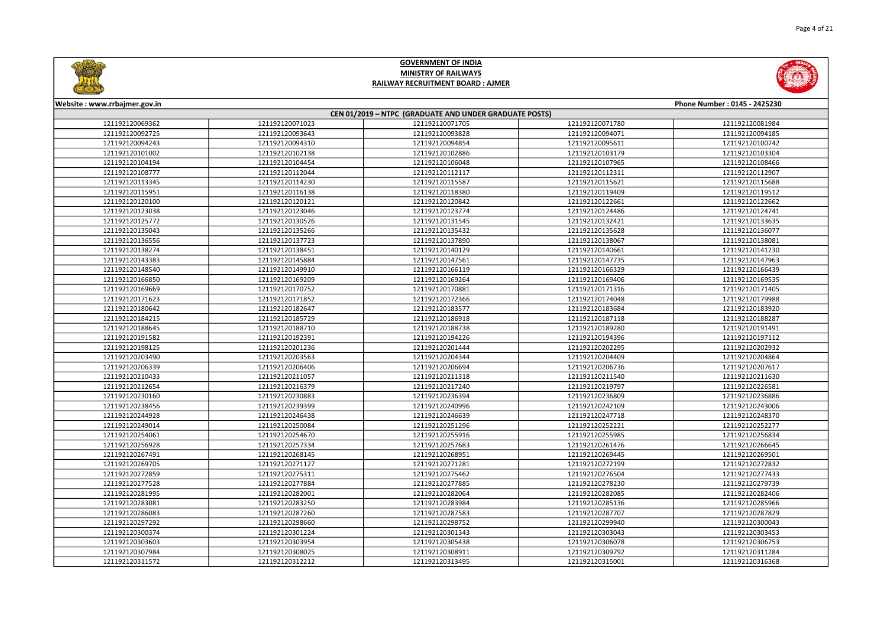# GOVERNMENT OF INDIA
## MINISTRY OF RAILWAYS
## RAILWAY RECRUITMENT BOARD : AJMER

Website : www.rrbajmer.gov.in | Phone Number : 0145 - 2425230

**CEN 01/2019 – NTPC (GRADUATE AND UNDER GRADUATE POSTS)**

| | | | | |
|---|---|---|---|---|
| 121192120069362 | 121192120071023 | 121192120071705 | 121192120071780 | 121192120081984 |
| 121192120092725 | 121192120093643 | 121192120093828 | 121192120094071 | 121192120094185 |
| 121192120094243 | 121192120094310 | 121192120094854 | 121192120095611 | 121192120100742 |
| 121192120101002 | 121192120102138 | 121192120102886 | 121192120103179 | 121192120103304 |
| 121192120104194 | 121192120104454 | 121192120106048 | 121192120107965 | 121192120108466 |
| 121192120108777 | 121192120112044 | 121192120112117 | 121192120112311 | 121192120112907 |
| 121192120113345 | 121192120114230 | 121192120115587 | 121192120115621 | 121192120115688 |
| 121192120115951 | 121192120116138 | 121192120118380 | 121192120119409 | 121192120119512 |
| 121192120120100 | 121192120120121 | 121192120120842 | 121192120122661 | 121192120122662 |
| 121192120123038 | 121192120123046 | 121192120123774 | 121192120124486 | 121192120124741 |
| 121192120125772 | 121192120130526 | 121192120131545 | 121192120132421 | 121192120133635 |
| 121192120135043 | 121192120135266 | 121192120135432 | 121192120135628 | 121192120136077 |
| 121192120136556 | 121192120137723 | 121192120137890 | 121192120138067 | 121192120138081 |
| 121192120138274 | 121192120138451 | 121192120140129 | 121192120140661 | 121192120141230 |
| 121192120143383 | 121192120145884 | 121192120147561 | 121192120147735 | 121192120147963 |
| 121192120148540 | 121192120149910 | 121192120166119 | 121192120166329 | 121192120166439 |
| 121192120166850 | 121192120169209 | 121192120169264 | 121192120169406 | 121192120169535 |
| 121192120169669 | 121192120170752 | 121192120170881 | 121192120171316 | 121192120171405 |
| 121192120171623 | 121192120171852 | 121192120172366 | 121192120174048 | 121192120179988 |
| 121192120180642 | 121192120182647 | 121192120183577 | 121192120183684 | 121192120183920 |
| 121192120184215 | 121192120185729 | 121192120186918 | 121192120187118 | 121192120188287 |
| 121192120188645 | 121192120188710 | 121192120188738 | 121192120189280 | 121192120191491 |
| 121192120191582 | 121192120192391 | 121192120194226 | 121192120194396 | 121192120197112 |
| 121192120198125 | 121192120201236 | 121192120201444 | 121192120202295 | 121192120202932 |
| 121192120203490 | 121192120203563 | 121192120204344 | 121192120204409 | 121192120204864 |
| 121192120206339 | 121192120206406 | 121192120206694 | 121192120206736 | 121192120207617 |
| 121192120210433 | 121192120211057 | 121192120211318 | 121192120211540 | 121192120211630 |
| 121192120212654 | 121192120216379 | 121192120217240 | 121192120219797 | 121192120226581 |
| 121192120230160 | 121192120230883 | 121192120236394 | 121192120236809 | 121192120236886 |
| 121192120238456 | 121192120239399 | 121192120240996 | 121192120242109 | 121192120243006 |
| 121192120244928 | 121192120246438 | 121192120246639 | 121192120247718 | 121192120248370 |
| 121192120249014 | 121192120250084 | 121192120251296 | 121192120252221 | 121192120252277 |
| 121192120254061 | 121192120254670 | 121192120255916 | 121192120255985 | 121192120256834 |
| 121192120256928 | 121192120257334 | 121192120257683 | 121192120261476 | 121192120266645 |
| 121192120267491 | 121192120268145 | 121192120268951 | 121192120269445 | 121192120269501 |
| 121192120269705 | 121192120271127 | 121192120271281 | 121192120272199 | 121192120272832 |
| 121192120272859 | 121192120275311 | 121192120275462 | 121192120276504 | 121192120277433 |
| 121192120277528 | 121192120277884 | 121192120277885 | 121192120278230 | 121192120279739 |
| 121192120281995 | 121192120282001 | 121192120282064 | 121192120282085 | 121192120282406 |
| 121192120283081 | 121192120283250 | 121192120283984 | 121192120285136 | 121192120285966 |
| 121192120286083 | 121192120287260 | 121192120287583 | 121192120287707 | 121192120287829 |
| 121192120297292 | 121192120298660 | 121192120298752 | 121192120299940 | 121192120300043 |
| 121192120300374 | 121192120301224 | 121192120301343 | 121192120303043 | 121192120303453 |
| 121192120303603 | 121192120303954 | 121192120305438 | 121192120306078 | 121192120306753 |
| 121192120307984 | 121192120308025 | 121192120308911 | 121192120309792 | 121192120311284 |
| 121192120311572 | 121192120312212 | 121192120313495 | 121192120315001 | 121192120316368 |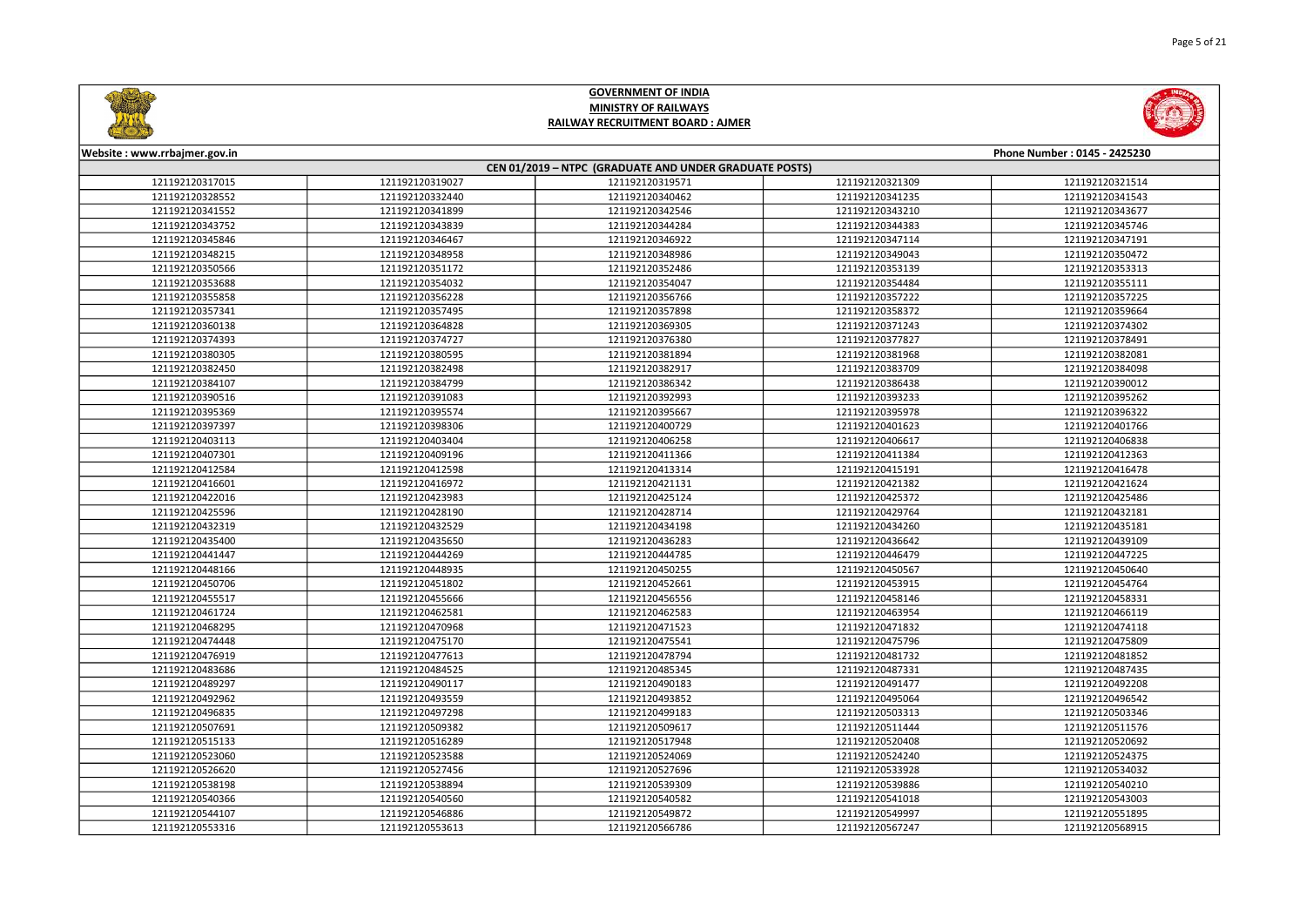# GOVERNMENT OF INDIA
## MINISTRY OF RAILWAYS
## RAILWAY RECRUITMENT BOARD : AJMER

Website : www.rrbajmer.gov.in | Phone Number : 0145 - 2425230

### CEN 01/2019 – NTPC (GRADUATE AND UNDER GRADUATE POSTS)

| | | | | |
|---|---|---|---|---|
| 121192120317015 | 121192120319027 | 121192120319571 | 121192120321309 | 121192120321514 |
| 121192120328552 | 121192120332440 | 121192120340462 | 121192120341235 | 121192120341543 |
| 121192120341552 | 121192120341899 | 121192120342546 | 121192120343210 | 121192120343677 |
| 121192120343752 | 121192120343839 | 121192120344284 | 121192120344383 | 121192120345746 |
| 121192120345846 | 121192120346467 | 121192120346922 | 121192120347114 | 121192120347191 |
| 121192120348215 | 121192120348958 | 121192120348986 | 121192120349043 | 121192120350472 |
| 121192120350566 | 121192120351172 | 121192120352486 | 121192120353139 | 121192120353313 |
| 121192120353688 | 121192120354032 | 121192120354047 | 121192120354484 | 121192120355111 |
| 121192120355858 | 121192120356228 | 121192120356766 | 121192120357222 | 121192120357225 |
| 121192120357341 | 121192120357495 | 121192120357898 | 121192120358372 | 121192120359664 |
| 121192120360138 | 121192120364828 | 121192120369305 | 121192120371243 | 121192120374302 |
| 121192120374393 | 121192120374727 | 121192120376380 | 121192120377827 | 121192120378491 |
| 121192120380305 | 121192120380595 | 121192120381894 | 121192120381968 | 121192120382081 |
| 121192120382450 | 121192120382498 | 121192120382917 | 121192120383709 | 121192120384098 |
| 121192120384107 | 121192120384799 | 121192120386342 | 121192120386438 | 121192120390012 |
| 121192120390516 | 121192120391083 | 121192120392993 | 121192120393233 | 121192120395262 |
| 121192120395369 | 121192120395574 | 121192120395667 | 121192120395978 | 121192120396322 |
| 121192120397397 | 121192120398306 | 121192120400729 | 121192120401623 | 121192120401766 |
| 121192120403113 | 121192120403404 | 121192120406258 | 121192120406617 | 121192120406838 |
| 121192120407301 | 121192120409196 | 121192120411366 | 121192120411384 | 121192120412363 |
| 121192120412584 | 121192120412598 | 121192120413314 | 121192120415191 | 121192120416478 |
| 121192120416601 | 121192120416972 | 121192120421131 | 121192120421382 | 121192120421624 |
| 121192120422016 | 121192120423983 | 121192120425124 | 121192120425372 | 121192120425486 |
| 121192120425596 | 121192120428190 | 121192120428714 | 121192120429764 | 121192120432181 |
| 121192120432319 | 121192120432529 | 121192120434198 | 121192120434260 | 121192120435181 |
| 121192120435400 | 121192120435650 | 121192120436283 | 121192120436642 | 121192120439109 |
| 121192120441447 | 121192120444269 | 121192120444785 | 121192120446479 | 121192120447225 |
| 121192120448166 | 121192120448935 | 121192120450255 | 121192120450567 | 121192120450640 |
| 121192120450706 | 121192120451802 | 121192120452661 | 121192120453915 | 121192120454764 |
| 121192120455517 | 121192120455666 | 121192120456556 | 121192120458146 | 121192120458331 |
| 121192120461724 | 121192120462581 | 121192120462583 | 121192120463954 | 121192120466119 |
| 121192120468295 | 121192120470968 | 121192120471523 | 121192120471832 | 121192120474118 |
| 121192120474448 | 121192120475170 | 121192120475541 | 121192120475796 | 121192120475809 |
| 121192120476919 | 121192120477613 | 121192120478794 | 121192120481732 | 121192120481852 |
| 121192120483686 | 121192120484525 | 121192120485345 | 121192120487331 | 121192120487435 |
| 121192120489297 | 121192120490117 | 121192120490183 | 121192120491477 | 121192120492208 |
| 121192120492962 | 121192120493559 | 121192120493852 | 121192120495064 | 121192120496542 |
| 121192120496835 | 121192120497298 | 121192120499183 | 121192120503313 | 121192120503346 |
| 121192120507691 | 121192120509382 | 121192120509617 | 121192120511444 | 121192120511576 |
| 121192120515133 | 121192120516289 | 121192120517948 | 121192120520408 | 121192120520692 |
| 121192120523060 | 121192120523588 | 121192120524069 | 121192120524240 | 121192120524375 |
| 121192120526620 | 121192120527456 | 121192120527696 | 121192120533928 | 121192120534032 |
| 121192120538198 | 121192120539309 | 121192120539886 | 121192120540210 | 121192120540210 |
| 121192120540366 | 121192120540560 | 121192120540582 | 121192120541018 | 121192120543003 |
| 121192120544107 | 121192120546886 | 121192120549872 | 121192120549997 | 121192120551895 |
| 121192120553316 | 121192120553613 | 121192120566786 | 121192120567247 | 121192120568915 |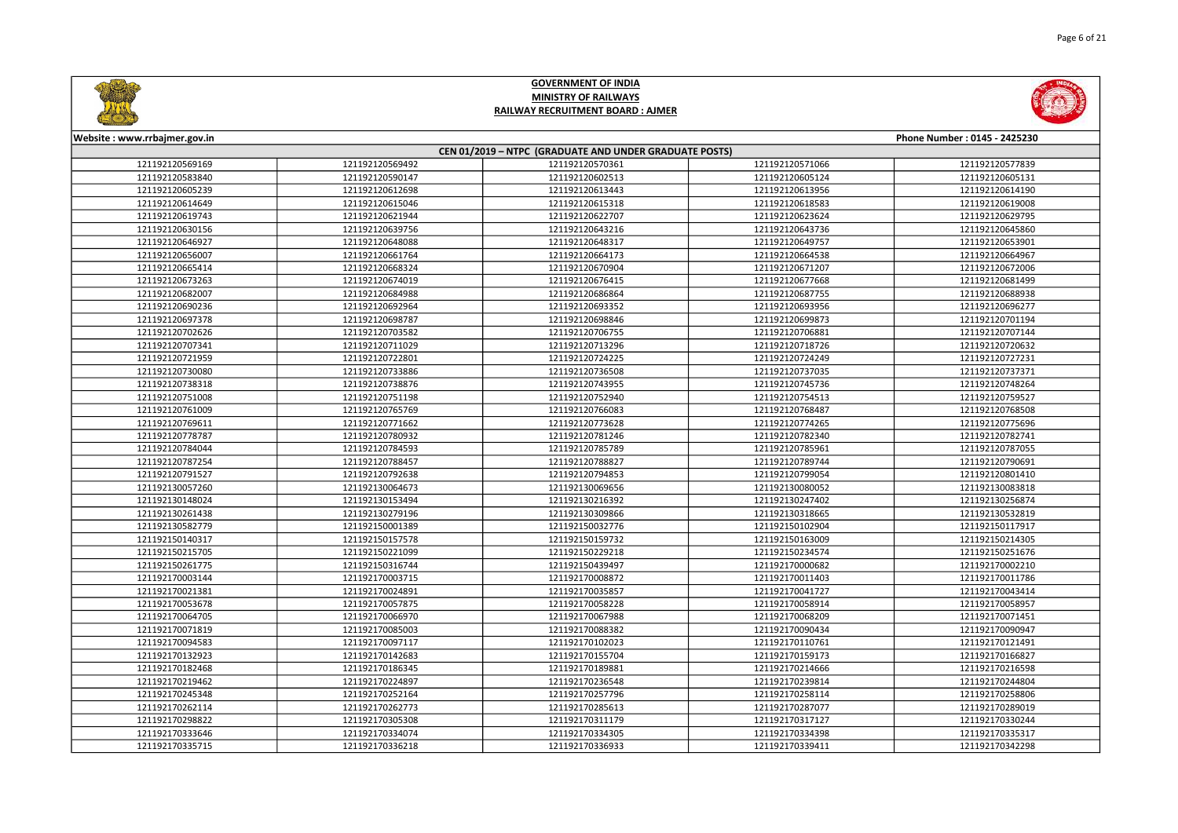# GOVERNMENT OF INDIA
## MINISTRY OF RAILWAYS
## RAILWAY RECRUITMENT BOARD : AJMER

Website : www.rrbajmer.gov.in | Phone Number : 0145 - 2425230

### CEN 01/2019 – NTPC (GRADUATE AND UNDER GRADUATE POSTS)

| | | | | |
|---|---|---|---|---|
| 121192120569169 | 121192120569492 | 121192120570361 | 121192120571066 | 121192120577839 |
| 121192120583840 | 121192120590147 | 121192120602513 | 121192120605124 | 121192120605131 |
| 121192120605239 | 121192120612698 | 121192120613443 | 121192120613956 | 121192120614190 |
| 121192120614649 | 121192120615046 | 121192120615318 | 121192120618583 | 121192120619008 |
| 121192120619743 | 121192120621944 | 121192120622707 | 121192120623624 | 121192120629795 |
| 121192120630156 | 121192120639756 | 121192120643216 | 121192120643736 | 121192120645860 |
| 121192120646927 | 121192120648088 | 121192120648317 | 121192120649757 | 121192120653901 |
| 121192120656007 | 121192120661764 | 121192120664173 | 121192120664538 | 121192120664967 |
| 121192120665414 | 121192120668324 | 121192120670904 | 121192120671207 | 121192120672006 |
| 121192120673263 | 121192120674019 | 121192120676415 | 121192120677668 | 121192120681499 |
| 121192120682007 | 121192120684988 | 121192120686864 | 121192120687755 | 121192120688938 |
| 121192120690236 | 121192120692964 | 121192120693352 | 121192120693956 | 121192120696277 |
| 121192120697378 | 121192120698787 | 121192120698846 | 121192120699873 | 121192120701194 |
| 121192120702626 | 121192120703582 | 121192120706755 | 121192120706881 | 121192120707144 |
| 121192120707341 | 121192120711029 | 121192120713296 | 121192120718726 | 121192120720632 |
| 121192120721959 | 121192120722801 | 121192120724225 | 121192120724249 | 121192120727231 |
| 121192120730080 | 121192120733886 | 121192120736508 | 121192120737035 | 121192120737371 |
| 121192120738318 | 121192120738876 | 121192120743955 | 121192120745736 | 121192120748264 |
| 121192120751008 | 121192120751198 | 121192120752940 | 121192120754513 | 121192120759527 |
| 121192120761009 | 121192120765769 | 121192120766083 | 121192120768487 | 121192120768508 |
| 121192120769611 | 121192120771662 | 121192120773628 | 121192120774265 | 121192120775696 |
| 121192120778787 | 121192120780932 | 121192120781246 | 121192120782340 | 121192120782741 |
| 121192120784044 | 121192120784593 | 121192120785789 | 121192120785961 | 121192120787055 |
| 121192120787254 | 121192120788457 | 121192120788827 | 121192120789744 | 121192120790691 |
| 121192120791527 | 121192120792638 | 121192120794853 | 121192120799054 | 121192120801410 |
| 121192130057260 | 121192130064673 | 121192130069656 | 121192130080052 | 121192130083818 |
| 121192130148024 | 121192130153494 | 121192130216392 | 121192130247402 | 121192130256874 |
| 121192130261438 | 121192130279196 | 121192130309866 | 121192130318665 | 121192130532819 |
| 121192130582779 | 121192150001389 | 121192150032776 | 121192150102904 | 121192150117917 |
| 121192150140317 | 121192150157578 | 121192150159732 | 121192150163009 | 121192150214305 |
| 121192150215705 | 121192150221099 | 121192150229218 | 121192150234574 | 121192150251676 |
| 121192150261775 | 121192150316744 | 121192150439497 | 121192170000682 | 121192170002210 |
| 121192170003144 | 121192170003715 | 121192170008872 | 121192170011403 | 121192170011786 |
| 121192170021381 | 121192170024891 | 121192170035857 | 121192170041727 | 121192170043414 |
| 121192170053678 | 121192170057875 | 121192170058228 | 121192170058914 | 121192170058957 |
| 121192170064705 | 121192170066970 | 121192170067988 | 121192170068209 | 121192170071451 |
| 121192170071819 | 121192170085003 | 121192170088382 | 121192170090434 | 121192170090947 |
| 121192170094583 | 121192170097117 | 121192170102023 | 121192170110761 | 121192170121491 |
| 121192170132923 | 121192170142683 | 121192170155704 | 121192170159173 | 121192170166827 |
| 121192170182468 | 121192170186345 | 121192170189881 | 121192170214666 | 121192170216598 |
| 121192170219462 | 121192170224897 | 121192170236548 | 121192170239814 | 121192170244804 |
| 121192170245348 | 121192170252164 | 121192170257796 | 121192170258114 | 121192170258806 |
| 121192170262114 | 121192170262773 | 121192170285613 | 121192170287077 | 121192170289019 |
| 121192170298822 | 121192170305308 | 121192170311179 | 121192170317127 | 121192170330244 |
| 121192170333646 | 121192170334074 | 121192170334305 | 121192170334398 | 121192170335317 |
| 121192170335715 | 121192170336218 | 121192170336933 | 121192170339411 | 121192170342298 |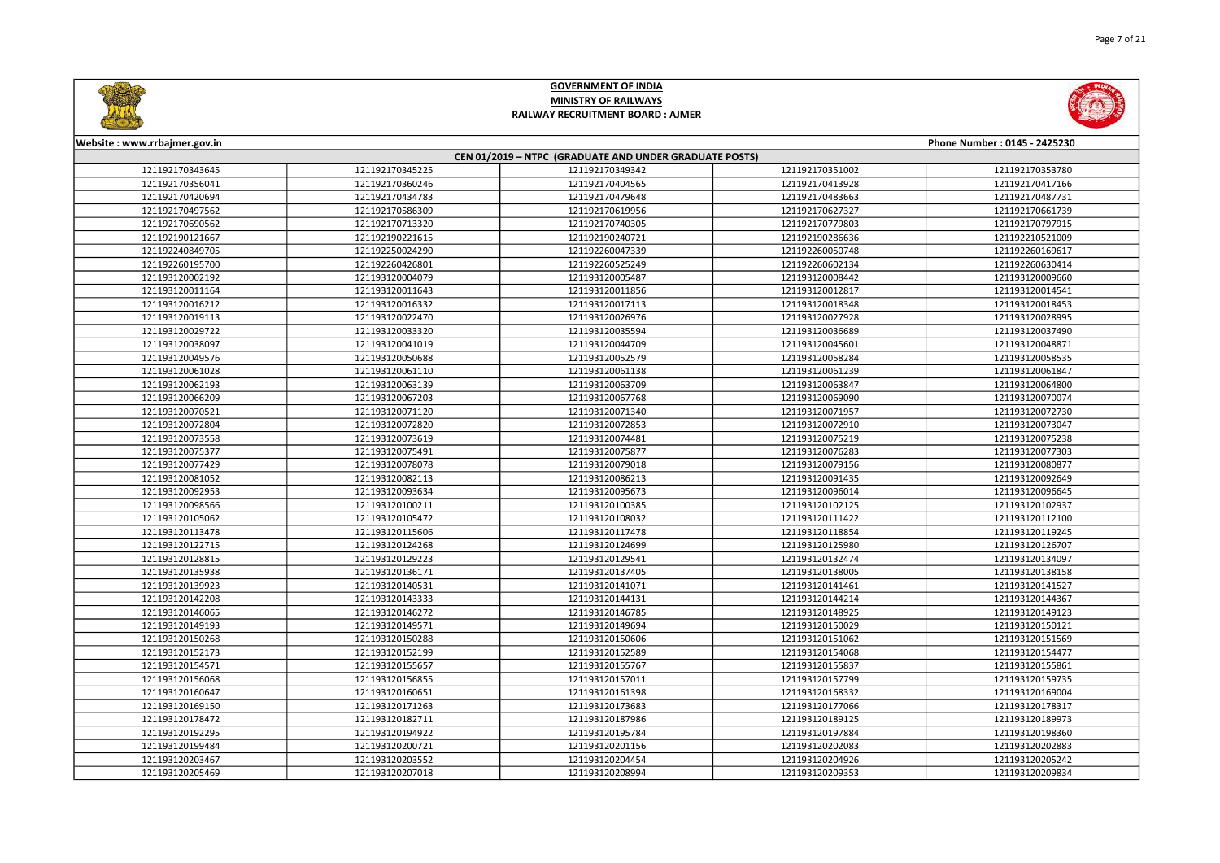# GOVERNMENT OF INDIA
## MINISTRY OF RAILWAYS
## RAILWAY RECRUITMENT BOARD : AJMER

Website : www.rrbajmer.gov.in

Phone Number : 0145 - 2425230

### CEN 01/2019 – NTPC (GRADUATE AND UNDER GRADUATE POSTS)

| | | | | |
|---|---|---|---|---|
| 121192170343645 | 121192170345225 | 121192170349342 | 121192170351002 | 121192170353780 |
| 121192170356041 | 121192170360246 | 121192170404565 | 121192170413928 | 121192170417166 |
| 121192170420694 | 121192170434783 | 121192170479648 | 121192170483663 | 121192170487731 |
| 121192170497562 | 121192170586309 | 121192170619956 | 121192170627327 | 121192170661739 |
| 121192170690562 | 121192170713320 | 121192170740305 | 121192170779803 | 121192170797915 |
| 121192190121667 | 121192190221615 | 121192190240721 | 121192190286636 | 121192210521009 |
| 121192240849705 | 121192250024290 | 121192260047339 | 121192260050748 | 121192260169617 |
| 121192260195700 | 121192260426801 | 121192260525249 | 121192260602134 | 121192260630414 |
| 121193120002192 | 121193120004079 | 121193120005487 | 121193120008442 | 121193120009660 |
| 121193120011164 | 121193120011643 | 121193120011856 | 121193120012817 | 121193120014541 |
| 121193120016212 | 121193120016332 | 121193120017113 | 121193120018348 | 121193120018453 |
| 121193120019113 | 121193120022470 | 121193120026976 | 121193120027928 | 121193120028995 |
| 121193120029722 | 121193120033320 | 121193120035594 | 121193120036689 | 121193120037490 |
| 121193120038097 | 121193120041019 | 121193120044709 | 121193120045601 | 121193120048871 |
| 121193120049576 | 121193120050688 | 121193120052579 | 121193120058284 | 121193120058535 |
| 121193120061028 | 121193120061110 | 121193120061138 | 121193120061239 | 121193120061847 |
| 121193120062193 | 121193120063139 | 121193120063709 | 121193120063847 | 121193120064800 |
| 121193120066209 | 121193120067203 | 121193120067768 | 121193120069090 | 121193120070074 |
| 121193120070521 | 121193120071120 | 121193120071340 | 121193120071957 | 121193120072730 |
| 121193120072804 | 121193120072820 | 121193120072853 | 121193120072910 | 121193120073047 |
| 121193120073558 | 121193120073619 | 121193120074481 | 121193120075219 | 121193120075238 |
| 121193120075377 | 121193120075491 | 121193120075877 | 121193120076283 | 121193120077303 |
| 121193120077429 | 121193120078078 | 121193120079018 | 121193120079156 | 121193120080877 |
| 121193120081052 | 121193120082113 | 121193120086213 | 121193120091435 | 121193120092649 |
| 121193120092953 | 121193120093634 | 121193120095673 | 121193120096014 | 121193120096645 |
| 121193120098566 | 121193120100211 | 121193120100385 | 121193120102125 | 121193120102937 |
| 121193120105062 | 121193120105472 | 121193120108032 | 121193120111422 | 121193120112100 |
| 121193120113478 | 121193120115606 | 121193120117478 | 121193120118854 | 121193120119245 |
| 121193120122715 | 121193120124268 | 121193120124699 | 121193120125980 | 121193120126707 |
| 121193120128815 | 121193120129223 | 121193120129541 | 121193120132474 | 121193120134097 |
| 121193120135938 | 121193120136171 | 121193120137405 | 121193120138005 | 121193120138158 |
| 121193120139923 | 121193120140531 | 121193120141071 | 121193120141461 | 121193120141527 |
| 121193120142208 | 121193120143333 | 121193120144131 | 121193120144214 | 121193120144367 |
| 121193120146065 | 121193120146272 | 121193120146785 | 121193120148925 | 121193120149123 |
| 121193120149193 | 121193120149571 | 121193120149694 | 121193120150029 | 121193120150121 |
| 121193120150268 | 121193120150606 | 121193120151062 | 121193120151569 | |
| 121193120152173 | 121193120152199 | 121193120152589 | 121193120154068 | 121193120154477 |
| 121193120154571 | 121193120155657 | 121193120155767 | 121193120155837 | 121193120155861 |
| 121193120156068 | 121193120156855 | 121193120157011 | 121193120157799 | 121193120159735 |
| 121193120160647 | 121193120160651 | 121193120161398 | 121193120168332 | 121193120169004 |
| 121193120169150 | 121193120171263 | 121193120173683 | 121193120177066 | 121193120178317 |
| 121193120178472 | 121193120182711 | 121193120187986 | 121193120189125 | 121193120189973 |
| 121193120192295 | 121193120194922 | 121193120195784 | 121193120197884 | 121193120198360 |
| 121193120199484 | 121193120200721 | 121193120201156 | 121193120202083 | 121193120202883 |
| 121193120203467 | 121193120203552 | 121193120204454 | 121193120204926 | 121193120205242 |
| 121193120205469 | 121193120207018 | 121193120208994 | 121193120209353 | 121193120209834 |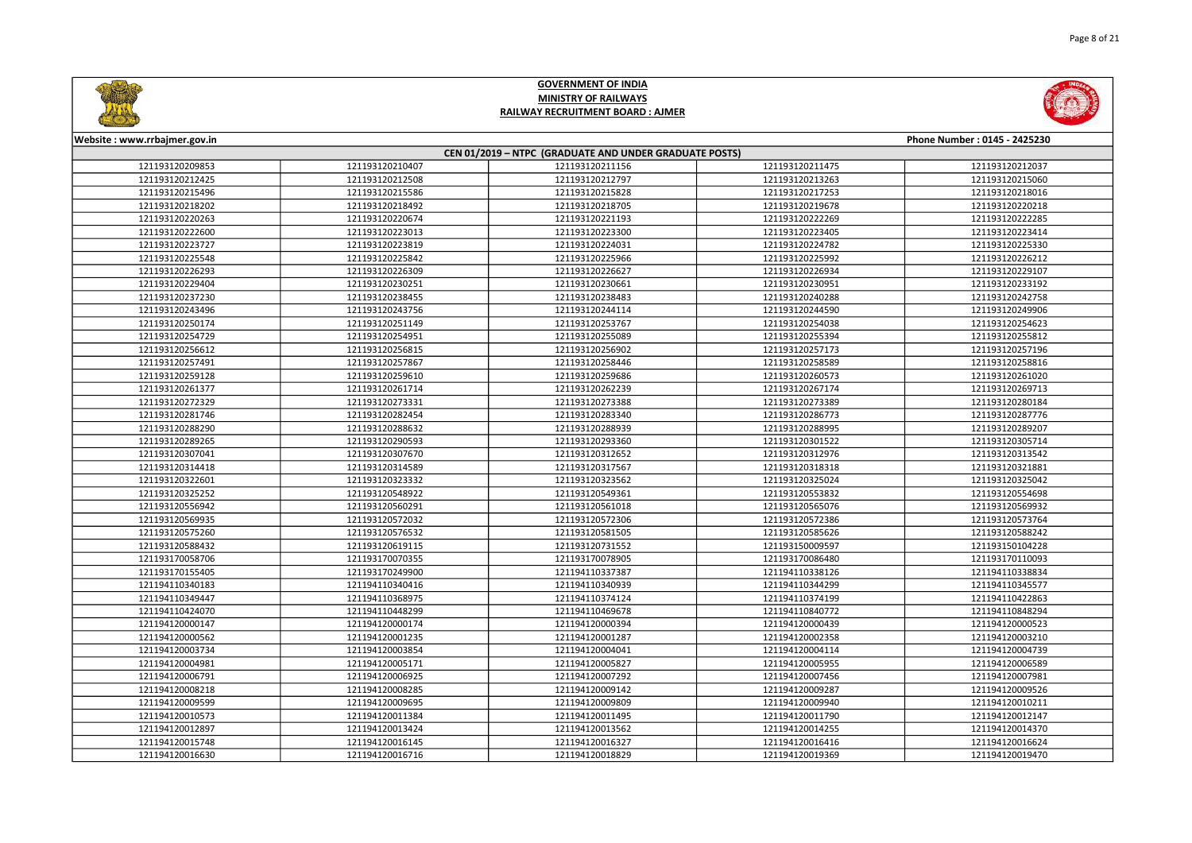# GOVERNMENT OF INDIA
## MINISTRY OF RAILWAYS
## RAILWAY RECRUITMENT BOARD : AJMER

Website : www.rrbajmer.gov.in

Phone Number : 0145 - 2425230

### CEN 01/2019 – NTPC (GRADUATE AND UNDER GRADUATE POSTS)

| | | | | |
|---|---|---|---|---|
| 121193120209853 | 121193120210407 | 121193120211156 | 121193120211475 | 121193120212037 |
| 121193120212425 | 121193120212508 | 121193120212797 | 121193120213263 | 121193120215060 |
| 121193120215496 | 121193120215586 | 121193120215828 | 121193120217253 | 121193120218016 |
| 121193120218202 | 121193120218492 | 121193120218705 | 121193120219678 | 121193120220218 |
| 121193120220263 | 121193120220674 | 121193120221193 | 121193120222269 | 121193120222285 |
| 121193120222600 | 121193120223013 | 121193120223300 | 121193120223405 | 121193120223414 |
| 121193120223727 | 121193120223819 | 121193120224031 | 121193120224782 | 121193120225330 |
| 121193120225548 | 121193120225842 | 121193120225966 | 121193120225992 | 121193120226212 |
| 121193120226293 | 121193120226309 | 121193120226627 | 121193120226934 | 121193120229107 |
| 121193120229404 | 121193120230251 | 121193120230661 | 121193120230951 | 121193120233192 |
| 121193120237230 | 121193120238455 | 121193120238483 | 121193120240288 | 121193120242758 |
| 121193120243496 | 121193120243756 | 121193120244114 | 121193120244590 | 121193120249906 |
| 121193120250174 | 121193120251149 | 121193120253767 | 121193120254038 | 121193120254623 |
| 121193120254729 | 121193120254951 | 121193120255089 | 121193120255394 | 121193120255812 |
| 121193120256612 | 121193120256815 | 121193120256902 | 121193120257173 | 121193120257196 |
| 121193120257491 | 121193120257867 | 121193120258446 | 121193120258589 | 121193120258816 |
| 121193120259128 | 121193120259610 | 121193120259686 | 121193120260573 | 121193120261020 |
| 121193120261377 | 121193120261714 | 121193120262239 | 121193120267174 | 121193120269713 |
| 121193120272329 | 121193120273331 | 121193120273388 | 121193120273389 | 121193120280184 |
| 121193120281746 | 121193120282454 | 121193120283340 | 121193120286773 | 121193120287776 |
| 121193120288290 | 121193120288632 | 121193120288939 | 121193120288995 | 121193120289207 |
| 121193120289265 | 121193120290593 | 121193120293360 | 121193120301522 | 121193120305714 |
| 121193120307041 | 121193120307670 | 121193120312652 | 121193120312976 | 121193120313542 |
| 121193120314418 | 121193120314589 | 121193120317567 | 121193120318318 | 121193120321881 |
| 121193120322601 | 121193120323332 | 121193120323562 | 121193120325024 | 121193120325042 |
| 121193120325252 | 121193120548922 | 121193120549361 | 121193120553832 | 121193120554698 |
| 121193120556942 | 121193120560291 | 121193120561018 | 121193120565076 | 121193120569932 |
| 121193120569935 | 121193120572032 | 121193120572306 | 121193120572386 | 121193120573764 |
| 121193120575260 | 121193120576532 | 121193120581505 | 121193120585626 | 121193120588242 |
| 121193120588432 | 121193120619115 | 121193120731552 | 121193150009597 | 121193150104228 |
| 121193170058706 | 121193170078355 | 121193170078905 | 121193170086480 | 121193170110093 |
| 121193170155405 | 121193170249900 | 121194110337387 | 121194110338126 | 121194110338834 |
| 121194110340183 | 121194110340416 | 121194110340939 | 121194110344299 | 121194110345577 |
| 121194110349447 | 121194110368975 | 121194110374124 | 121194110374199 | 121194110422863 |
| 121194110424070 | 121194110448299 | 121194110469678 | 121194110840772 | 121194110848294 |
| 121194120000147 | 121194120000174 | 121194120000394 | 121194120000439 | 121194120000523 |
| 121194120000562 | 121194120001235 | 121194120001287 | 121194120002358 | 121194120003210 |
| 121194120003734 | 121194120003854 | 121194120004041 | 121194120004114 | 121194120004739 |
| 121194120004981 | 121194120005171 | 121194120005827 | 121194120005955 | 121194120006589 |
| 121194120006791 | 121194120006925 | 121194120007292 | 121194120007456 | 121194120007981 |
| 121194120008218 | 121194120008285 | 121194120009142 | 121194120009287 | 121194120009526 |
| 121194120009599 | 121194120009695 | 121194120009809 | 121194120009940 | 121194120010211 |
| 121194120010573 | 121194120011384 | 121194120011495 | 121194120011790 | 121194120012147 |
| 121194120012897 | 121194120013424 | 121194120013562 | 121194120014255 | 121194120014370 |
| 121194120015748 | 121194120016145 | 121194120016327 | 121194120016416 | 121194120016624 |
| 121194120016630 | 121194120016716 | 121194120018829 | 121194120019369 | 121194120019470 |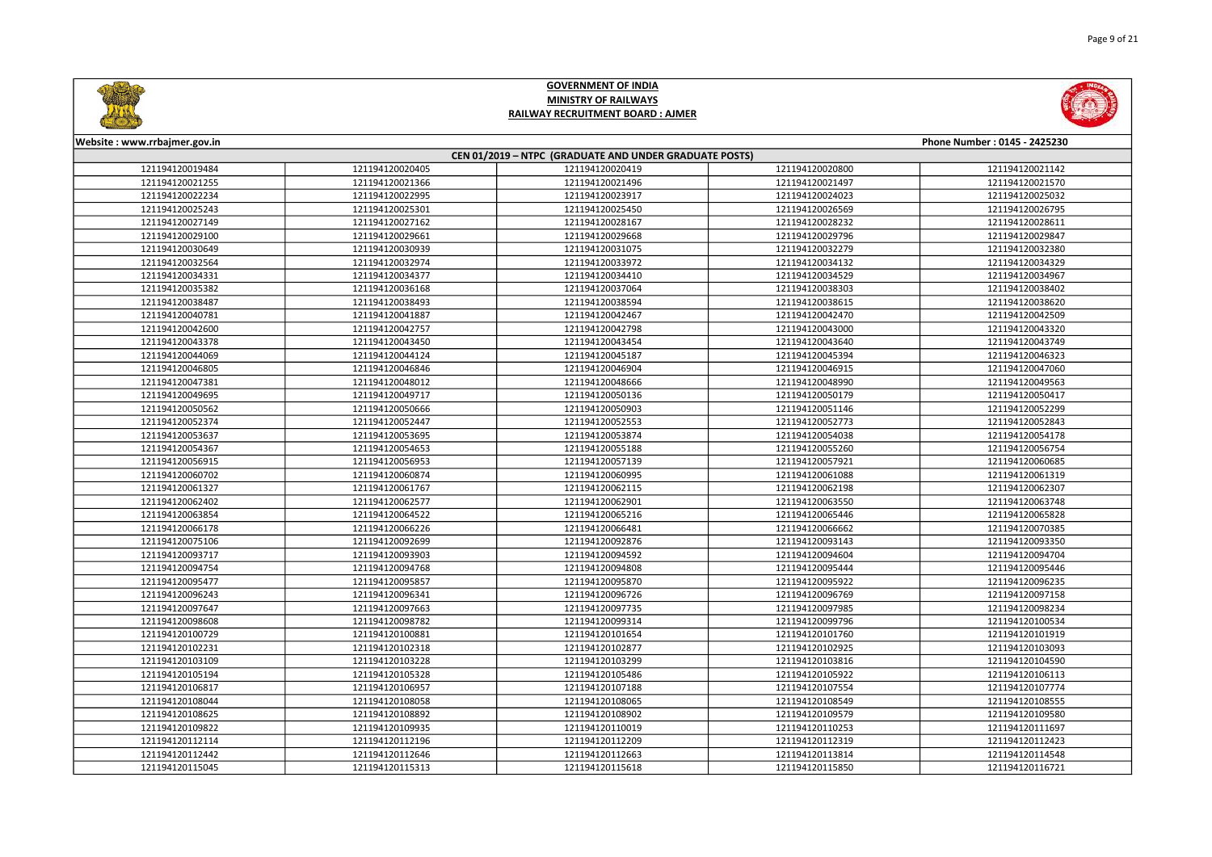# GOVERNMENT OF INDIA
## MINISTRY OF RAILWAYS
## RAILWAY RECRUITMENT BOARD : AJMER

Website : www.rrbajmer.gov.in

Phone Number : 0145 - 2425230

### CEN 01/2019 – NTPC (GRADUATE AND UNDER GRADUATE POSTS)

| | | | | |
|---|---|---|---|---|
| 121194120019484 | 121194120020405 | 121194120020419 | 121194120020800 | 121194120021142 |
| 121194120021255 | 121194120021366 | 121194120021496 | 121194120021497 | 121194120021570 |
| 121194120022234 | 121194120022995 | 121194120023917 | 121194120024023 | 121194120025032 |
| 121194120025243 | 121194120025301 | 121194120025450 | 121194120026569 | 121194120026795 |
| 121194120027149 | 121194120027162 | 121194120028167 | 121194120028232 | 121194120028611 |
| 121194120029100 | 121194120029661 | 121194120029668 | 121194120029796 | 121194120029847 |
| 121194120030649 | 121194120030939 | 121194120031075 | 121194120032279 | 121194120032380 |
| 121194120032564 | 121194120032974 | 121194120033972 | 121194120034132 | 121194120034329 |
| 121194120034331 | 121194120034377 | 121194120034410 | 121194120034529 | 121194120034967 |
| 121194120035382 | 121194120036168 | 121194120037064 | 121194120038303 | 121194120038402 |
| 121194120038487 | 121194120038493 | 121194120038594 | 121194120038615 | 121194120038620 |
| 121194120040781 | 121194120041887 | 121194120042467 | 121194120042470 | 121194120042509 |
| 121194120042600 | 121194120042757 | 121194120042798 | 121194120043000 | 121194120043320 |
| 121194120043378 | 121194120043450 | 121194120043454 | 121194120043640 | 121194120043749 |
| 121194120044069 | 121194120044124 | 121194120045187 | 121194120045394 | 121194120046323 |
| 121194120046805 | 121194120046846 | 121194120046904 | 121194120046915 | 121194120047060 |
| 121194120047381 | 121194120048012 | 121194120048666 | 121194120048990 | 121194120049563 |
| 121194120049695 | 121194120049717 | 121194120050136 | 121194120050179 | 121194120050417 |
| 121194120050562 | 121194120050666 | 121194120050903 | 121194120051146 | 121194120052299 |
| 121194120052374 | 121194120052447 | 121194120052553 | 121194120052773 | 121194120052843 |
| 121194120053637 | 121194120053695 | 121194120053874 | 121194120054038 | 121194120054178 |
| 121194120054367 | 121194120054653 | 121194120055188 | 121194120055260 | 121194120056754 |
| 121194120056915 | 121194120056953 | 121194120057139 | 121194120057921 | 121194120060685 |
| 121194120060702 | 121194120060874 | 121194120060995 | 121194120061088 | 121194120061319 |
| 121194120061327 | 121194120061767 | 121194120062115 | 121194120062198 | 121194120062307 |
| 121194120062402 | 121194120062577 | 121194120062901 | 121194120063550 | 121194120063748 |
| 121194120063854 | 121194120064522 | 121194120065216 | 121194120065446 | 121194120065828 |
| 121194120066178 | 121194120066226 | 121194120066481 | 121194120066662 | 121194120070385 |
| 121194120075106 | 121194120092699 | 121194120092876 | 121194120093143 | 121194120093350 |
| 121194120093717 | 121194120093903 | 121194120094592 | 121194120094604 | 121194120094704 |
| 121194120094754 | 121194120094768 | 121194120094808 | 121194120095444 | 121194120095446 |
| 121194120095477 | 121194120095857 | 121194120095870 | 121194120095922 | 121194120096235 |
| 121194120096243 | 121194120096341 | 121194120096726 | 121194120096769 | 121194120097158 |
| 121194120097647 | 121194120097663 | 121194120097735 | 121194120097985 | 121194120098234 |
| 121194120098608 | 121194120098782 | 121194120099314 | 121194120099796 | 121194120100534 |
| 121194120100729 | 121194120100881 | 121194120101654 | 121194120101760 | 121194120101919 |
| 121194120102231 | 121194120102318 | 121194120102877 | 121194120102925 | 121194120103093 |
| 121194120103109 | 121194120103228 | 121194120103299 | 121194120103816 | 121194120104590 |
| 121194120105194 | 121194120105328 | 121194120105486 | 121194120105922 | 121194120106113 |
| 121194120106817 | 121194120106957 | 121194120107188 | 121194120107554 | 121194120107774 |
| 121194120108044 | 121194120108058 | 121194120108065 | 121194120108549 | 121194120108555 |
| 121194120108625 | 121194120108892 | 121194120108902 | 121194120109579 | 121194120109580 |
| 121194120109822 | 121194120109935 | 121194120110019 | 121194120110253 | 121194120111697 |
| 121194120112114 | 121194120112196 | 121194120112209 | 121194120112319 | 121194120112423 |
| 121194120112442 | 121194120112646 | 121194120112663 | 121194120113814 | 121194120114548 |
| 121194120115045 | 121194120115313 | 121194120115618 | 121194120115850 | 121194120116721 |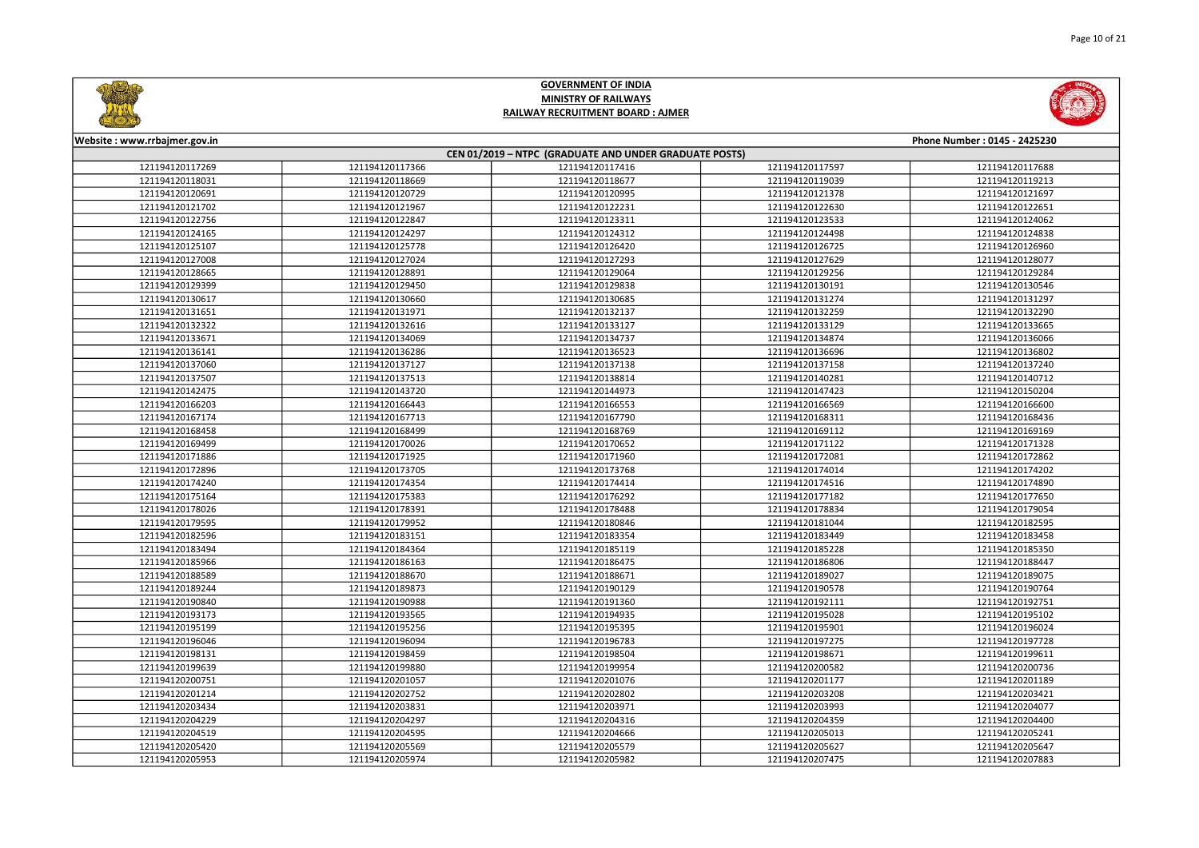# GOVERNMENT OF INDIA
## MINISTRY OF RAILWAYS
## RAILWAY RECRUITMENT BOARD : AJMER

Website : www.rrbajmer.gov.in | Phone Number : 0145 - 2425230

### CEN 01/2019 – NTPC (GRADUATE AND UNDER GRADUATE POSTS)

| | | | | |
|---|---|---|---|---|
| 121194120117269 | 121194120117366 | 121194120117416 | 121194120117597 | 121194120117688 |
| 121194120118031 | 121194120118669 | 121194120118677 | 121194120119039 | 121194120119213 |
| 121194120120691 | 121194120120729 | 121194120120995 | 121194120121378 | 121194120121697 |
| 121194120121702 | 121194120121967 | 121194120122231 | 121194120122630 | 121194120122651 |
| 121194120122756 | 121194120122847 | 121194120123311 | 121194120123533 | 121194120124062 |
| 121194120124165 | 121194120124297 | 121194120124312 | 121194120124498 | 121194120124838 |
| 121194120125107 | 121194120125778 | 121194120126420 | 121194120126725 | 121194120126960 |
| 121194120127008 | 121194120127024 | 121194120127293 | 121194120127629 | 121194120128077 |
| 121194120128665 | 121194120128891 | 121194120129064 | 121194120129256 | 121194120129284 |
| 121194120129399 | 121194120129450 | 121194120129838 | 121194120130191 | 121194120130546 |
| 121194120130617 | 121194120130660 | 121194120130685 | 121194120131274 | 121194120131297 |
| 121194120131651 | 121194120131971 | 121194120132137 | 121194120132259 | 121194120132290 |
| 121194120132322 | 121194120132616 | 121194120133127 | 121194120133129 | 121194120133665 |
| 121194120133671 | 121194120134069 | 121194120134737 | 121194120134874 | 121194120136066 |
| 121194120136141 | 121194120136286 | 121194120136523 | 121194120136696 | 121194120136802 |
| 121194120137060 | 121194120137127 | 121194120137138 | 121194120137158 | 121194120137240 |
| 121194120137507 | 121194120137513 | 121194120138814 | 121194120140281 | 121194120140712 |
| 121194120142475 | 121194120143720 | 121194120144973 | 121194120147423 | 121194120150204 |
| 121194120166203 | 121194120166443 | 121194120166553 | 121194120166569 | 121194120166600 |
| 121194120167174 | 121194120167713 | 121194120167790 | 121194120168311 | 121194120168436 |
| 121194120168458 | 121194120168499 | 121194120168769 | 121194120169112 | 121194120169169 |
| 121194120169499 | 121194120170026 | 121194120170652 | 121194120171122 | 121194120171328 |
| 121194120171886 | 121194120171925 | 121194120171960 | 121194120172081 | 121194120172862 |
| 121194120172896 | 121194120173705 | 121194120173768 | 121194120174014 | 121194120174202 |
| 121194120174240 | 121194120174354 | 121194120174414 | 121194120174516 | 121194120174890 |
| 121194120175164 | 121194120175383 | 121194120176292 | 121194120177182 | 121194120177650 |
| 121194120178026 | 121194120178391 | 121194120178488 | 121194120178834 | 121194120179054 |
| 121194120179595 | 121194120179952 | 121194120180846 | 121194120181044 | 121194120182595 |
| 121194120182596 | 121194120183151 | 121194120183354 | 121194120183449 | 121194120183458 |
| 121194120183494 | 121194120184364 | 121194120185119 | 121194120185228 | 121194120185350 |
| 121194120185966 | 121194120186163 | 121194120186475 | 121194120186806 | 121194120188447 |
| 121194120188589 | 121194120188670 | 121194120188671 | 121194120189027 | 121194120189075 |
| 121194120189244 | 121194120189873 | 121194120190129 | 121194120190578 | 121194120190764 |
| 121194120190840 | 121194120190988 | 121194120191360 | 121194120192111 | 121194120192751 |
| 121194120193173 | 121194120193565 | 121194120194935 | 121194120195028 | 121194120195102 |
| 121194120195199 | 121194120195256 | 121194120195395 | 121194120195901 | 121194120196024 |
| 121194120196046 | 121194120196094 | 121194120196783 | 121194120197275 | 121194120197728 |
| 121194120198131 | 121194120198459 | 121194120198504 | 121194120198671 | 121194120199611 |
| 121194120199639 | 121194120199880 | 121194120199954 | 121194120200582 | 121194120200736 |
| 121194120200751 | 121194120201057 | 121194120201076 | 121194120201177 | 121194120201189 |
| 121194120201214 | 121194120202752 | 121194120202802 | 121194120203208 | 121194120203421 |
| 121194120203434 | 121194120203831 | 121194120203971 | 121194120203993 | 121194120204077 |
| 121194120204229 | 121194120204297 | 121194120204316 | 121194120204359 | 121194120204400 |
| 121194120204519 | 121194120204595 | 121194120204666 | 121194120205013 | 121194120205241 |
| 121194120205420 | 121194120205569 | 121194120205579 | 121194120205627 | 121194120205647 |
| 121194120205953 | 121194120205974 | 121194120205982 | 121194120207475 | 121194120207883 |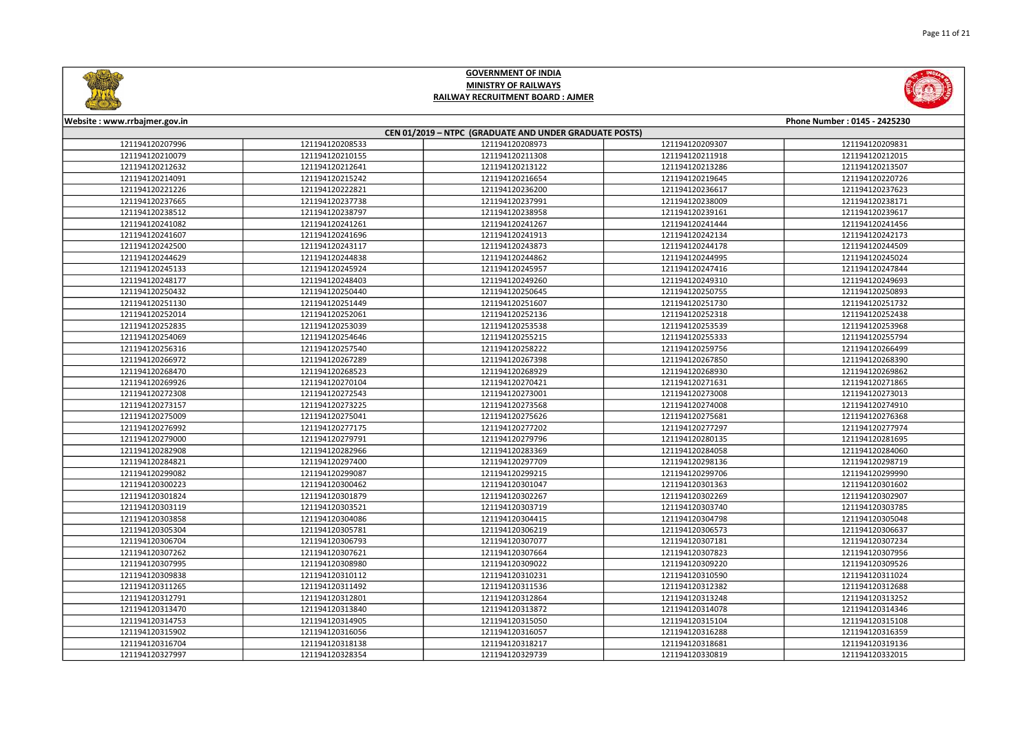# GOVERNMENT OF INDIA
## MINISTRY OF RAILWAYS
## RAILWAY RECRUITMENT BOARD : AJMER

Website : www.rrbajmer.gov.in

Phone Number : 0145 - 2425230

### CEN 01/2019 – NTPC (GRADUATE AND UNDER GRADUATE POSTS)

| | | | | |
|---|---|---|---|---|
| 121194120207996 | 121194120208533 | 121194120208973 | 121194120209307 | 121194120209831 |
| 121194120210079 | 121194120210155 | 121194120211308 | 121194120211918 | 121194120212015 |
| 121194120212632 | 121194120212641 | 121194120213122 | 121194120213286 | 121194120213507 |
| 121194120214091 | 121194120215242 | 121194120216654 | 121194120219645 | 121194120220726 |
| 121194120221226 | 121194120222821 | 121194120236200 | 121194120236617 | 121194120237623 |
| 121194120237665 | 121194120237738 | 121194120237991 | 121194120238009 | 121194120238171 |
| 121194120238512 | 121194120238797 | 121194120238958 | 121194120239161 | 121194120239617 |
| 121194120241082 | 121194120241261 | 121194120241267 | 121194120241444 | 121194120241456 |
| 121194120241607 | 121194120241696 | 121194120241913 | 121194120242134 | 121194120242173 |
| 121194120242500 | 121194120243117 | 121194120243873 | 121194120244178 | 121194120244509 |
| 121194120244629 | 121194120244838 | 121194120244862 | 121194120244995 | 121194120245024 |
| 121194120245133 | 121194120245924 | 121194120245957 | 121194120247416 | 121194120247844 |
| 121194120248177 | 121194120248403 | 121194120249260 | 121194120249310 | 121194120249693 |
| 121194120250432 | 121194120250440 | 121194120250645 | 121194120250755 | 121194120250893 |
| 121194120251130 | 121194120251449 | 121194120251607 | 121194120251730 | 121194120251732 |
| 121194120252014 | 121194120252061 | 121194120252136 | 121194120252318 | 121194120252438 |
| 121194120252835 | 121194120253039 | 121194120253538 | 121194120253539 | 121194120253968 |
| 121194120254069 | 121194120254646 | 121194120255215 | 121194120255333 | 121194120255794 |
| 121194120256316 | 121194120257540 | 121194120258222 | 121194120259756 | 121194120266499 |
| 121194120266972 | 121194120267289 | 121194120267398 | 121194120267850 | 121194120268390 |
| 121194120268470 | 121194120268523 | 121194120268929 | 121194120268930 | 121194120269862 |
| 121194120269926 | 121194120270104 | 121194120270421 | 121194120271631 | 121194120271865 |
| 121194120272308 | 121194120272543 | 121194120273001 | 121194120273008 | 121194120273013 |
| 121194120273157 | 121194120273225 | 121194120273568 | 121194120274008 | 121194120274910 |
| 121194120275009 | 121194120275041 | 121194120275626 | 121194120275681 | 121194120276368 |
| 121194120276992 | 121194120277175 | 121194120277202 | 121194120277297 | 121194120277974 |
| 121194120279000 | 121194120279791 | 121194120279796 | 121194120280135 | 121194120281695 |
| 121194120282908 | 121194120282966 | 121194120283369 | 121194120284058 | 121194120284060 |
| 121194120284821 | 121194120297400 | 121194120297709 | 121194120298136 | 121194120298719 |
| 121194120299082 | 121194120299087 | 121194120299215 | 121194120299706 | 121194120299990 |
| 121194120300223 | 121194120300462 | 121194120301047 | 121194120301363 | 121194120301602 |
| 121194120301824 | 121194120301879 | 121194120302267 | 121194120302269 | 121194120302907 |
| 121194120303119 | 121194120303521 | 121194120303719 | 121194120303740 | 121194120303785 |
| 121194120303858 | 121194120304086 | 121194120304415 | 121194120304798 | 121194120305048 |
| 121194120305304 | 121194120305781 | 121194120306219 | 121194120306573 | 121194120306637 |
| 121194120306704 | 121194120306793 | 121194120307077 | 121194120307181 | 121194120307234 |
| 121194120307262 | 121194120307621 | 121194120307664 | 121194120307823 | 121194120307956 |
| 121194120307995 | 121194120308980 | 121194120309022 | 121194120309220 | 121194120309526 |
| 121194120309838 | 121194120310112 | 121194120310231 | 121194120310590 | 121194120311024 |
| 121194120311265 | 121194120311492 | 121194120311536 | 121194120312382 | 121194120312688 |
| 121194120312791 | 121194120312801 | 121194120312864 | 121194120313248 | 121194120313252 |
| 121194120313470 | 121194120313840 | 121194120313872 | 121194120314078 | 121194120314346 |
| 121194120314753 | 121194120314905 | 121194120315050 | 121194120315104 | 121194120315108 |
| 121194120315902 | 121194120316056 | 121194120316057 | 121194120316288 | 121194120316359 |
| 121194120316704 | 121194120318138 | 121194120318217 | 121194120318681 | 121194120319136 |
| 121194120327997 | 121194120328354 | 121194120329739 | 121194120330819 | 121194120332015 |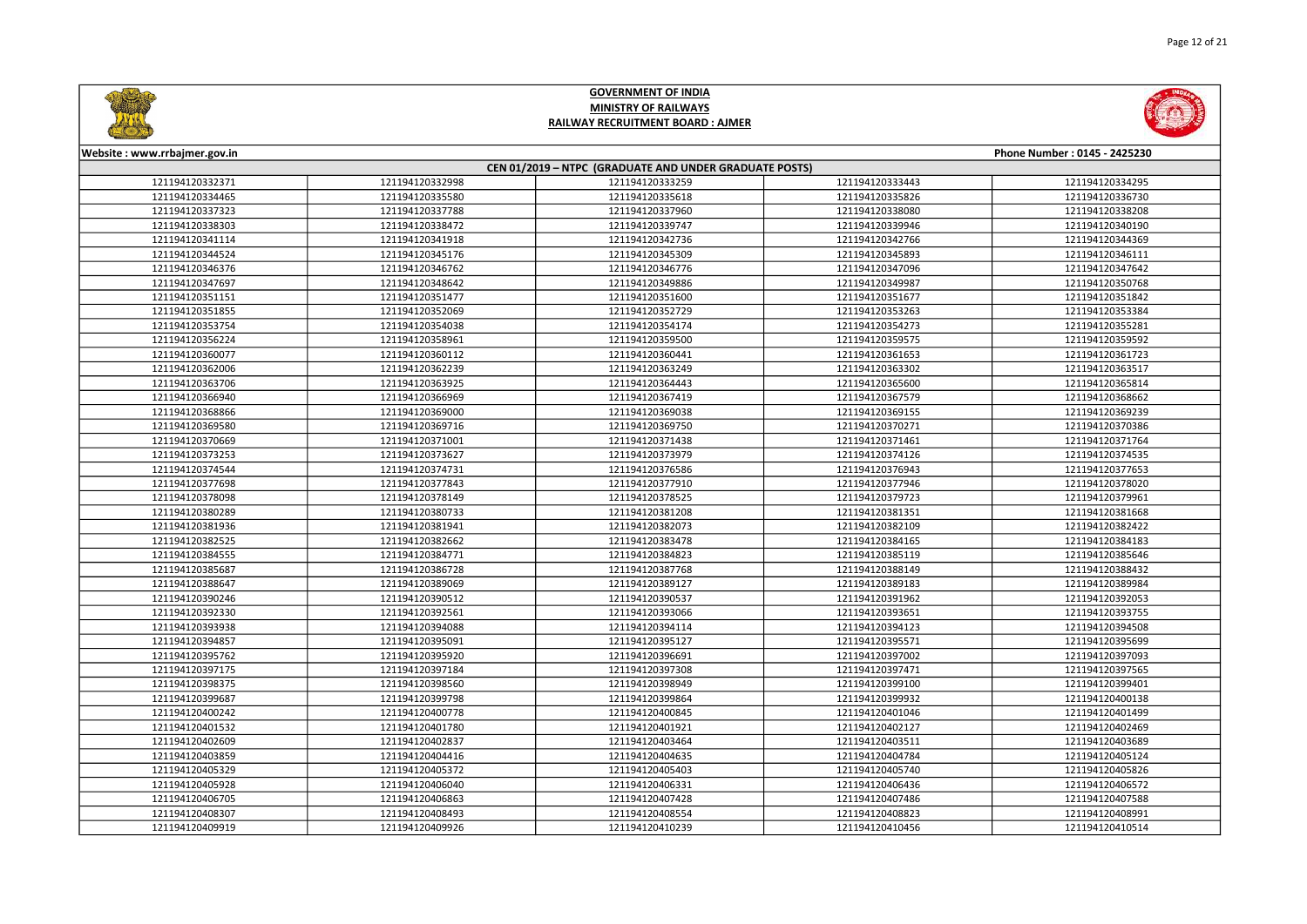# GOVERNMENT OF INDIA
## MINISTRY OF RAILWAYS
## RAILWAY RECRUITMENT BOARD : AJMER

**Website : www.rrbajmer.gov.in** **Phone Number : 0145 - 2425230**

**CEN 01/2019 – NTPC (GRADUATE AND UNDER GRADUATE POSTS)**

| | | | | |
|---|---|---|---|---|
| 121194120332371 | 121194120332998 | 121194120333259 | 121194120333443 | 121194120334295 |
| 121194120334465 | 121194120335580 | 121194120335618 | 121194120335826 | 121194120336730 |
| 121194120337323 | 121194120337788 | 121194120337960 | 121194120338080 | 121194120338208 |
| 121194120338303 | 121194120338472 | 121194120339747 | 121194120339946 | 121194120340190 |
| 121194120341114 | 121194120341918 | 121194120342736 | 121194120342766 | 121194120344369 |
| 121194120344524 | 121194120345176 | 121194120345309 | 121194120345893 | 121194120346111 |
| 121194120346376 | 121194120346762 | 121194120346776 | 121194120347096 | 121194120347642 |
| 121194120347697 | 121194120348642 | 121194120349886 | 121194120349987 | 121194120350768 |
| 121194120351151 | 121194120351477 | 121194120351600 | 121194120351677 | 121194120351842 |
| 121194120351855 | 121194120352069 | 121194120352729 | 121194120353263 | 121194120353384 |
| 121194120353754 | 121194120354038 | 121194120354174 | 121194120354273 | 121194120355281 |
| 121194120356224 | 121194120358961 | 121194120359500 | 121194120359575 | 121194120359592 |
| 121194120360077 | 121194120360112 | 121194120360441 | 121194120361653 | 121194120361723 |
| 121194120362006 | 121194120362239 | 121194120363249 | 121194120363302 | 121194120363517 |
| 121194120363706 | 121194120363925 | 121194120364443 | 121194120365600 | 121194120365814 |
| 121194120366940 | 121194120366969 | 121194120367419 | 121194120367579 | 121194120368662 |
| 121194120368866 | 121194120369000 | 121194120369038 | 121194120369155 | 121194120369239 |
| 121194120369580 | 121194120369716 | 121194120369750 | 121194120370271 | 121194120370386 |
| 121194120370669 | 121194120371001 | 121194120371438 | 121194120371461 | 121194120371764 |
| 121194120373253 | 121194120373627 | 121194120373979 | 121194120374126 | 121194120374535 |
| 121194120374544 | 121194120374731 | 121194120376586 | 121194120376943 | 121194120377653 |
| 121194120377698 | 121194120377843 | 121194120377910 | 121194120377946 | 121194120378020 |
| 121194120378098 | 121194120378149 | 121194120378525 | 121194120379723 | 121194120379961 |
| 121194120380289 | 121194120380733 | 121194120381208 | 121194120381351 | 121194120381668 |
| 121194120381936 | 121194120381941 | 121194120382073 | 121194120382109 | 121194120382422 |
| 121194120382525 | 121194120382662 | 121194120383478 | 121194120384165 | 121194120384183 |
| 121194120384555 | 121194120384771 | 121194120384823 | 121194120385119 | 121194120385646 |
| 121194120385687 | 121194120386728 | 121194120387768 | 121194120388149 | 121194120388432 |
| 121194120388647 | 121194120389069 | 121194120389127 | 121194120389183 | 121194120389984 |
| 121194120390246 | 121194120390512 | 121194120390537 | 121194120391962 | 121194120392053 |
| 121194120392330 | 121194120392561 | 121194120393066 | 121194120393651 | 121194120393755 |
| 121194120393938 | 121194120394088 | 121194120394114 | 121194120394123 | 121194120394508 |
| 121194120394857 | 121194120395091 | 121194120395127 | 121194120395571 | 121194120395699 |
| 121194120395762 | 121194120395920 | 121194120396691 | 121194120397002 | 121194120397093 |
| 121194120397175 | 121194120397184 | 121194120397308 | 121194120397471 | 121194120397565 |
| 121194120398375 | 121194120398560 | 121194120398949 | 121194120399100 | 121194120399401 |
| 121194120399687 | 121194120399798 | 121194120399864 | 121194120399932 | 121194120400138 |
| 121194120400242 | 121194120400778 | 121194120400845 | 121194120401046 | 121194120401499 |
| 121194120401532 | 121194120401780 | 121194120401921 | 121194120402127 | 121194120402469 |
| 121194120402609 | 121194120402837 | 121194120403464 | 121194120403511 | 121194120403689 |
| 121194120403859 | 121194120404416 | 121194120404635 | 121194120404784 | 121194120405124 |
| 121194120405329 | 121194120405372 | 121194120405403 | 121194120405740 | 121194120405826 |
| 121194120405928 | 121194120406040 | 121194120406331 | 121194120406436 | 121194120406572 |
| 121194120406705 | 121194120406863 | 121194120407428 | 121194120407486 | 121194120407588 |
| 121194120408307 | 121194120408493 | 121194120408554 | 121194120408823 | 121194120408991 |
| 121194120409919 | 121194120409926 | 121194120410239 | 121194120410456 | 121194120410514 |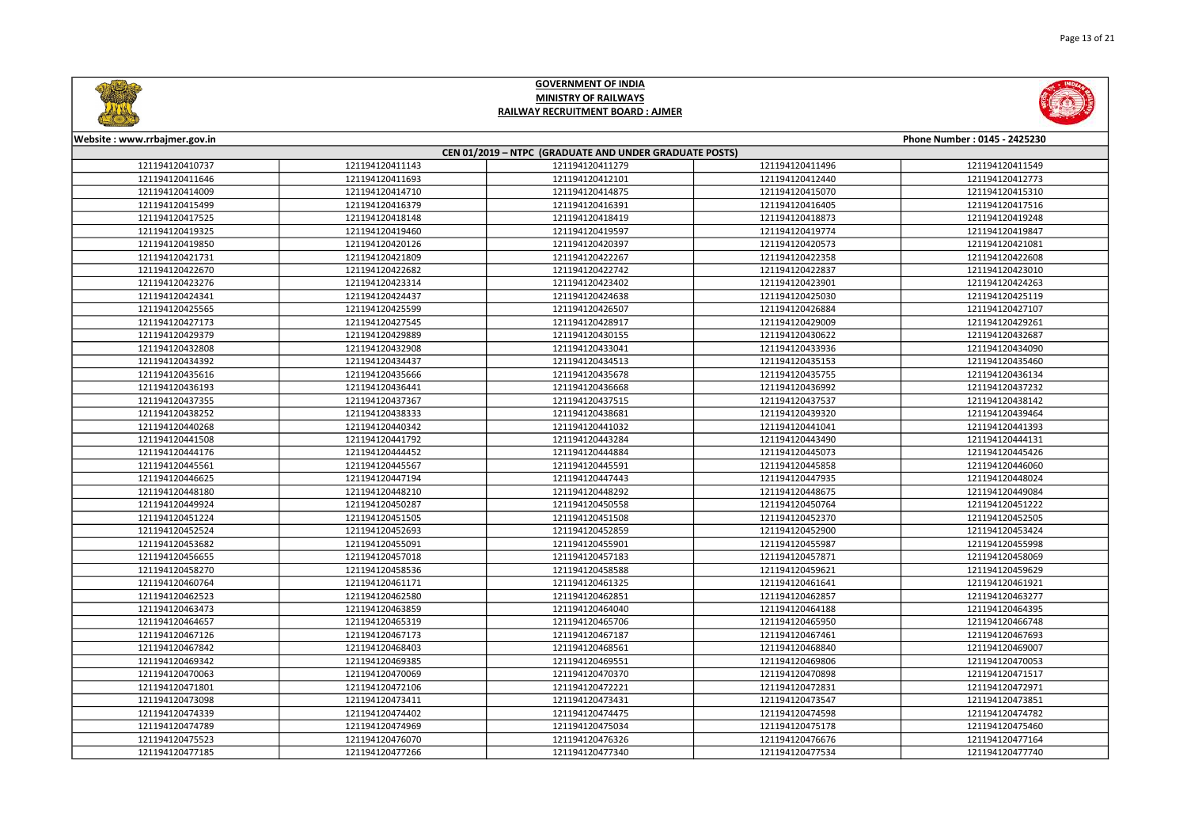# GOVERNMENT OF INDIA
## MINISTRY OF RAILWAYS
### RAILWAY RECRUITMENT BOARD : AJMER

Website : www.rrbajmer.gov.in | Phone Number : 0145 - 2425230

**CEN 01/2019 – NTPC (GRADUATE AND UNDER GRADUATE POSTS)**

| | | | | |
|---|---|---|---|---|
| 121194120410737 | 121194120411143 | 121194120411279 | 121194120411496 | 121194120411549 |
| 121194120411646 | 121194120411693 | 121194120412101 | 121194120412440 | 121194120412773 |
| 121194120414009 | 121194120414710 | 121194120414875 | 121194120415070 | 121194120415310 |
| 121194120415499 | 121194120416379 | 121194120416391 | 121194120416405 | 121194120417516 |
| 121194120417525 | 121194120418148 | 121194120418419 | 121194120418873 | 121194120419248 |
| 121194120419325 | 121194120419460 | 121194120419597 | 121194120419774 | 121194120419847 |
| 121194120419850 | 121194120420126 | 121194120420397 | 121194120420573 | 121194120421081 |
| 121194120421731 | 121194120421809 | 121194120422267 | 121194120422358 | 121194120422608 |
| 121194120422670 | 121194120422682 | 121194120422742 | 121194120422837 | 121194120423010 |
| 121194120423276 | 121194120423314 | 121194120423402 | 121194120423901 | 121194120424263 |
| 121194120424341 | 121194120424437 | 121194120424638 | 121194120425030 | 121194120425119 |
| 121194120425565 | 121194120425599 | 121194120426507 | 121194120426884 | 121194120427107 |
| 121194120427173 | 121194120427545 | 121194120428917 | 121194120429009 | 121194120429261 |
| 121194120429379 | 121194120429889 | 121194120430155 | 121194120430622 | 121194120432687 |
| 121194120432808 | 121194120432908 | 121194120433041 | 121194120433936 | 121194120434090 |
| 121194120434392 | 121194120434437 | 121194120434513 | 121194120435153 | 121194120435460 |
| 121194120435616 | 121194120435666 | 121194120435678 | 121194120435755 | 121194120436134 |
| 121194120436193 | 121194120436441 | 121194120436668 | 121194120436992 | 121194120437232 |
| 121194120437355 | 121194120437367 | 121194120437515 | 121194120437537 | 121194120438142 |
| 121194120438252 | 121194120438333 | 121194120438681 | 121194120439320 | 121194120439464 |
| 121194120440268 | 121194120440342 | 121194120441032 | 121194120441041 | 121194120441393 |
| 121194120441508 | 121194120441792 | 121194120443284 | 121194120443490 | 121194120444131 |
| 121194120444176 | 121194120444452 | 121194120444884 | 121194120445073 | 121194120445426 |
| 121194120445561 | 121194120445567 | 121194120445591 | 121194120445858 | 121194120446060 |
| 121194120446625 | 121194120447194 | 121194120447443 | 121194120447935 | 121194120448024 |
| 121194120448180 | 121194120448210 | 121194120448292 | 121194120448675 | 121194120449084 |
| 121194120449924 | 121194120450287 | 121194120450558 | 121194120450764 | 121194120451222 |
| 121194120451224 | 121194120451505 | 121194120451508 | 121194120452370 | 121194120452505 |
| 121194120452524 | 121194120452693 | 121194120452859 | 121194120452900 | 121194120453424 |
| 121194120453682 | 121194120455091 | 121194120455901 | 121194120455987 | 121194120455998 |
| 121194120456655 | 121194120457018 | 121194120457183 | 121194120457871 | 121194120458069 |
| 121194120458270 | 121194120458536 | 121194120458588 | 121194120459621 | 121194120459629 |
| 121194120460764 | 121194120461171 | 121194120461325 | 121194120461641 | 121194120461921 |
| 121194120462523 | 121194120462580 | 121194120462851 | 121194120462857 | 121194120463277 |
| 121194120463473 | 121194120463859 | 121194120464040 | 121194120464188 | 121194120464395 |
| 121194120464657 | 121194120465319 | 121194120465706 | 121194120465950 | 121194120466748 |
| 121194120467126 | 121194120467173 | 121194120467187 | 121194120467461 | 121194120467693 |
| 121194120467842 | 121194120468403 | 121194120468561 | 121194120468840 | 121194120469007 |
| 121194120469342 | 121194120469385 | 121194120469551 | 121194120469806 | 121194120470053 |
| 121194120470063 | 121194120470069 | 121194120470370 | 121194120470898 | 121194120471517 |
| 121194120471801 | 121194120472106 | 121194120472221 | 121194120472831 | 121194120472971 |
| 121194120473098 | 121194120473411 | 121194120473431 | 121194120473547 | 121194120473851 |
| 121194120474339 | 121194120474402 | 121194120474475 | 121194120474598 | 121194120474782 |
| 121194120474789 | 121194120474969 | 121194120475034 | 121194120475178 | 121194120475460 |
| 121194120475523 | 121194120476070 | 121194120476326 | 121194120476676 | 121194120477164 |
| 121194120477185 | 121194120477266 | 121194120477340 | 121194120477534 | 121194120477740 |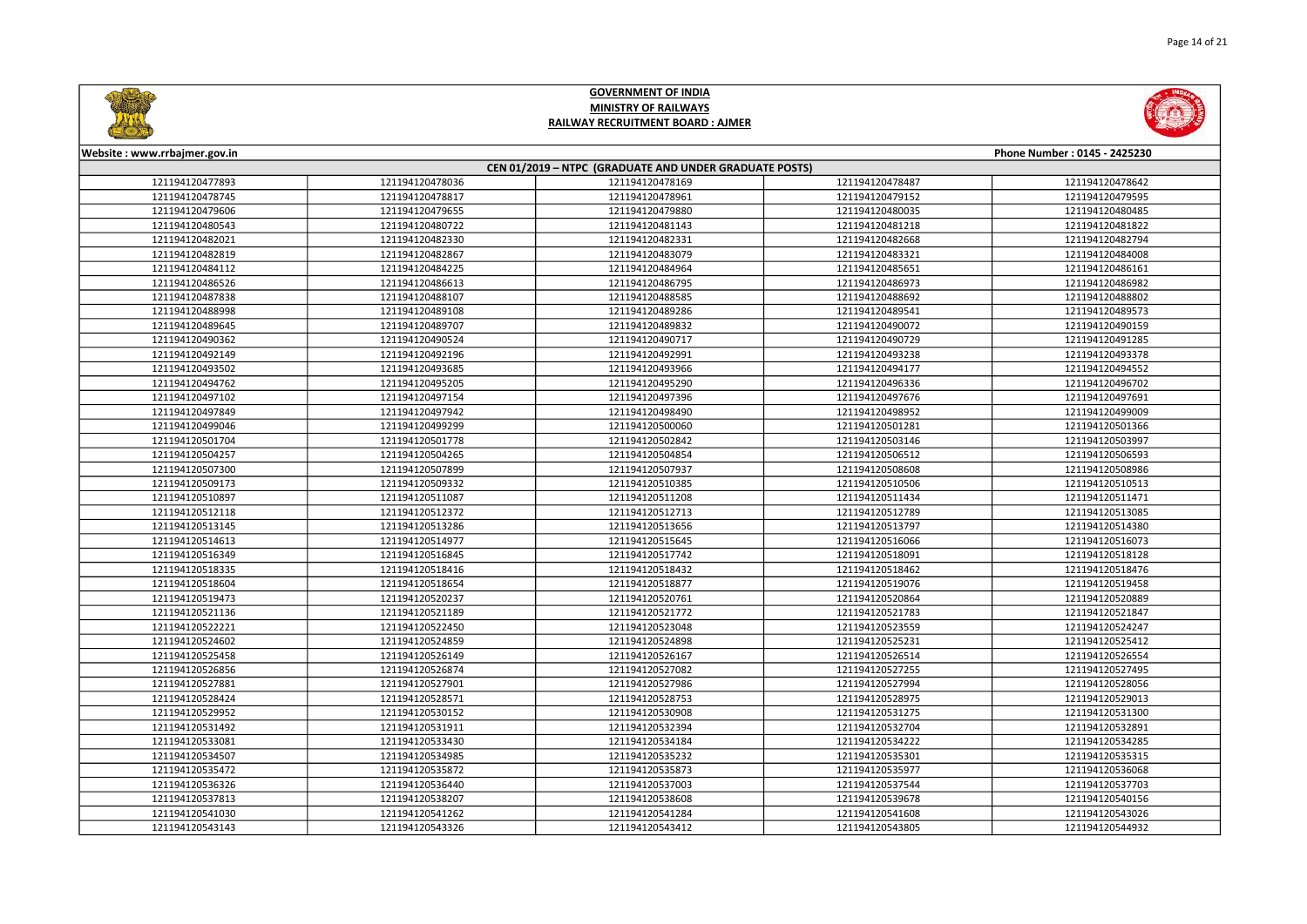**GOVERNMENT OF INDIA**
**MINISTRY OF RAILWAYS**
**RAILWAY RECRUITMENT BOARD : AJMER**

Website : www.rrbajmer.gov.in | Phone Number : 0145 - 2425230

**CEN 01/2019 – NTPC (GRADUATE AND UNDER GRADUATE POSTS)**

| | | | | |
|---|---|---|---|---|
| 121194120477893 | 121194120478036 | 121194120478169 | 121194120478487 | 121194120478642 |
| 121194120478745 | 121194120478817 | 121194120478961 | 121194120479152 | 121194120479595 |
| 121194120479606 | 121194120479655 | 121194120479880 | 121194120480035 | 121194120480485 |
| 121194120480543 | 121194120480722 | 121194120481143 | 121194120481218 | 121194120481822 |
| 121194120482021 | 121194120482330 | 121194120482331 | 121194120482668 | 121194120482794 |
| 121194120482819 | 121194120482867 | 121194120483079 | 121194120483321 | 121194120484008 |
| 121194120484112 | 121194120484225 | 121194120484964 | 121194120485651 | 121194120486161 |
| 121194120486526 | 121194120486613 | 121194120486795 | 121194120486973 | 121194120486982 |
| 121194120487838 | 121194120488107 | 121194120488585 | 121194120488692 | 121194120488802 |
| 121194120488998 | 121194120489108 | 121194120489286 | 121194120489541 | 121194120489573 |
| 121194120489645 | 121194120489707 | 121194120489832 | 121194120490072 | 121194120490159 |
| 121194120490362 | 121194120490524 | 121194120490717 | 121194120490729 | 121194120491285 |
| 121194120492149 | 121194120492196 | 121194120492991 | 121194120493238 | 121194120493378 |
| 121194120493502 | 121194120493685 | 121194120493966 | 121194120494177 | 121194120494552 |
| 121194120494762 | 121194120495205 | 121194120495290 | 121194120496336 | 121194120496702 |
| 121194120497102 | 121194120497154 | 121194120497396 | 121194120497676 | 121194120497691 |
| 121194120497849 | 121194120497942 | 121194120498490 | 121194120498952 | 121194120499009 |
| 121194120499046 | 121194120499299 | 121194120500060 | 121194120501281 | 121194120501366 |
| 121194120501704 | 121194120501778 | 121194120502842 | 121194120503146 | 121194120503997 |
| 121194120504257 | 121194120504265 | 121194120504854 | 121194120506512 | 121194120506593 |
| 121194120507300 | 121194120507899 | 121194120507937 | 121194120508608 | 121194120508986 |
| 121194120509173 | 121194120509332 | 121194120510385 | 121194120510506 | 121194120510513 |
| 121194120510897 | 121194120511087 | 121194120511208 | 121194120511434 | 121194120511471 |
| 121194120512118 | 121194120512372 | 121194120512713 | 121194120512789 | 121194120513085 |
| 121194120513145 | 121194120513286 | 121194120513656 | 121194120513797 | 121194120514380 |
| 121194120514613 | 121194120514977 | 121194120515645 | 121194120516066 | 121194120516073 |
| 121194120516349 | 121194120516845 | 121194120517742 | 121194120518091 | 121194120518128 |
| 121194120518335 | 121194120518416 | 121194120518432 | 121194120518462 | 121194120518476 |
| 121194120518604 | 121194120518654 | 121194120518877 | 121194120519076 | 121194120519458 |
| 121194120519473 | 121194120520237 | 121194120520761 | 121194120520864 | 121194120520889 |
| 121194120521136 | 121194120521189 | 121194120521772 | 121194120521783 | 121194120521847 |
| 121194120522221 | 121194120522450 | 121194120523048 | 121194120523559 | 121194120524247 |
| 121194120524602 | 121194120524859 | 121194120524898 | 121194120525231 | 121194120525412 |
| 121194120525458 | 121194120526149 | 121194120526167 | 121194120526514 | 121194120526554 |
| 121194120526856 | 121194120526874 | 121194120527082 | 121194120527255 | 121194120527495 |
| 121194120527881 | 121194120527901 | 121194120527986 | 121194120527994 | 121194120528056 |
| 121194120528424 | 121194120528571 | 121194120528753 | 121194120528975 | 121194120529013 |
| 121194120529952 | 121194120530152 | 121194120530908 | 121194120531275 | 121194120531300 |
| 121194120531492 | 121194120531911 | 121194120532394 | 121194120532704 | 121194120532891 |
| 121194120533081 | 121194120533430 | 121194120534184 | 121194120534222 | 121194120534285 |
| 121194120534507 | 121194120534985 | 121194120535232 | 121194120535301 | 121194120535315 |
| 121194120535472 | 121194120535872 | 121194120535873 | 121194120535977 | 121194120536068 |
| 121194120536326 | 121194120536440 | 121194120537003 | 121194120537544 | 121194120537703 |
| 121194120537813 | 121194120538207 | 121194120538608 | 121194120539678 | 121194120540156 |
| 121194120541030 | 121194120541262 | 121194120541284 | 121194120541608 | 121194120543026 |
| 121194120543143 | 121194120543326 | 121194120543412 | 121194120543805 | 121194120544932 |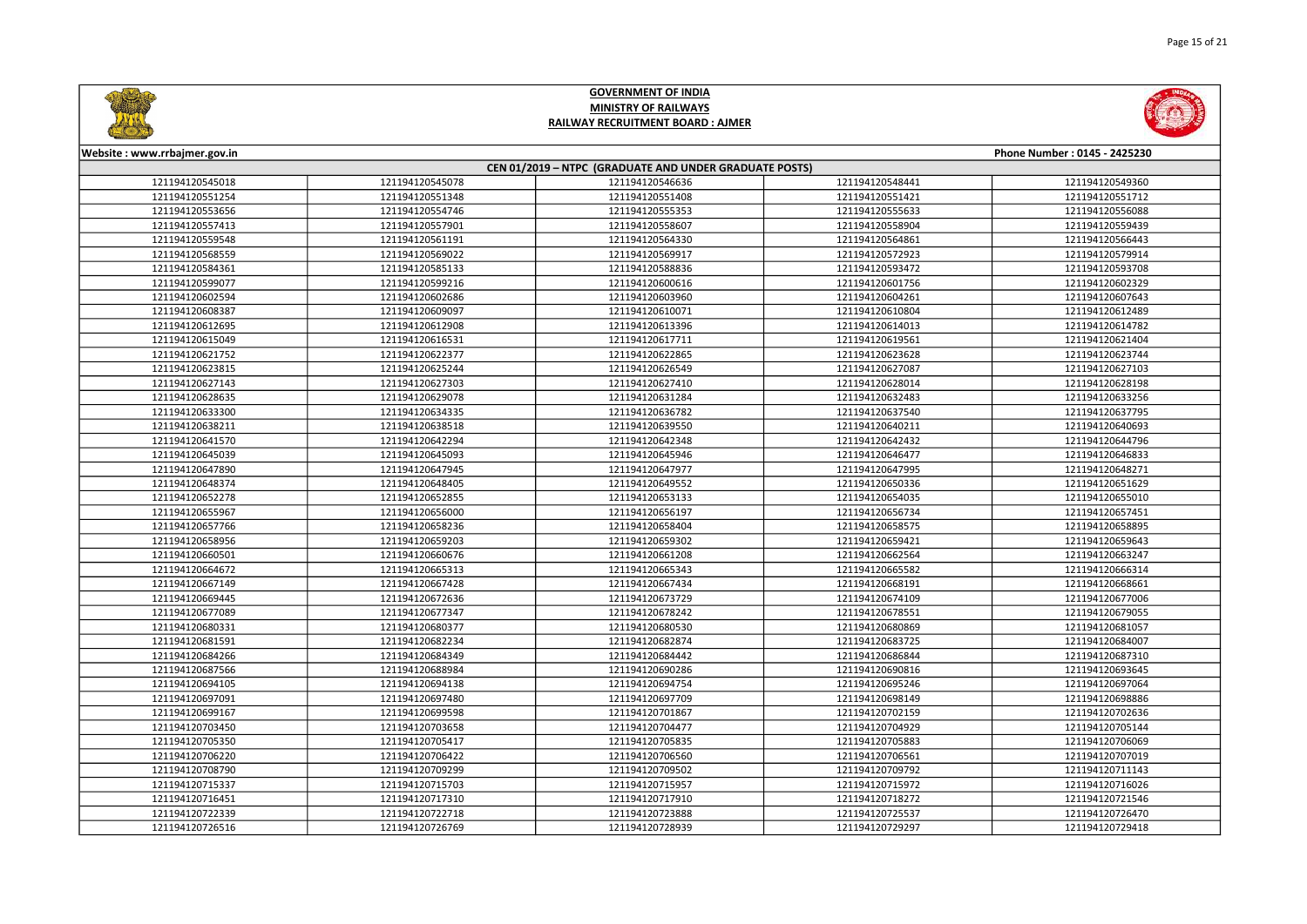# GOVERNMENT OF INDIA
## MINISTRY OF RAILWAYS
## RAILWAY RECRUITMENT BOARD : AJMER

Website : www.rrbajmer.gov.in

Phone Number : 0145 - 2425230

### CEN 01/2019 – NTPC (GRADUATE AND UNDER GRADUATE POSTS)

| | | | | |
|---|---|---|---|---|
| 121194120545018 | 121194120545078 | 121194120546636 | 121194120548441 | 121194120549360 |
| 121194120551254 | 121194120551348 | 121194120551408 | 121194120551421 | 121194120551712 |
| 121194120553656 | 121194120554746 | 121194120555353 | 121194120555633 | 121194120556088 |
| 121194120557413 | 121194120557901 | 121194120558607 | 121194120558904 | 121194120559439 |
| 121194120559548 | 121194120561191 | 121194120564330 | 121194120564861 | 121194120566443 |
| 121194120568559 | 121194120569022 | 121194120569917 | 121194120572923 | 121194120579914 |
| 121194120584361 | 121194120585133 | 121194120588836 | 121194120593472 | 121194120593708 |
| 121194120599077 | 121194120599216 | 121194120600616 | 121194120601756 | 121194120602329 |
| 121194120602594 | 121194120602686 | 121194120603960 | 121194120604261 | 121194120607643 |
| 121194120608387 | 121194120609097 | 121194120610071 | 121194120610804 | 121194120612489 |
| 121194120612695 | 121194120612908 | 121194120613396 | 121194120614013 | 121194120614782 |
| 121194120615049 | 121194120616531 | 121194120617711 | 121194120619561 | 121194120621404 |
| 121194120621752 | 121194120622377 | 121194120622865 | 121194120623628 | 121194120623744 |
| 121194120623815 | 121194120625244 | 121194120626549 | 121194120627087 | 121194120627103 |
| 121194120627143 | 121194120627303 | 121194120627410 | 121194120628014 | 121194120628198 |
| 121194120628635 | 121194120629078 | 121194120631284 | 121194120632483 | 121194120633256 |
| 121194120633300 | 121194120634335 | 121194120636782 | 121194120637540 | 121194120637795 |
| 121194120638211 | 121194120638518 | 121194120639550 | 121194120640211 | 121194120640693 |
| 121194120641570 | 121194120642294 | 121194120642348 | 121194120642432 | 121194120644796 |
| 121194120645039 | 121194120645093 | 121194120645946 | 121194120646477 | 121194120646833 |
| 121194120647890 | 121194120647945 | 121194120647977 | 121194120647995 | 121194120648271 |
| 121194120648374 | 121194120648405 | 121194120649552 | 121194120650336 | 121194120651629 |
| 121194120652278 | 121194120652855 | 121194120653133 | 121194120654035 | 121194120655010 |
| 121194120655967 | 121194120656000 | 121194120656197 | 121194120656734 | 121194120657451 |
| 121194120657766 | 121194120658236 | 121194120658404 | 121194120658575 | 121194120658895 |
| 121194120658956 | 121194120659203 | 121194120659302 | 121194120659421 | 121194120659643 |
| 121194120660501 | 121194120660676 | 121194120661208 | 121194120662564 | 121194120663247 |
| 121194120664672 | 121194120665313 | 121194120665343 | 121194120665582 | 121194120666314 |
| 121194120667149 | 121194120667428 | 121194120667434 | 121194120668191 | 121194120668661 |
| 121194120669445 | 121194120672636 | 121194120673729 | 121194120674109 | 121194120677006 |
| 121194120677089 | 121194120677347 | 121194120678242 | 121194120678551 | 121194120679055 |
| 121194120680331 | 121194120680377 | 121194120680530 | 121194120680869 | 121194120681057 |
| 121194120681591 | 121194120682234 | 121194120682874 | 121194120683725 | 121194120684007 |
| 121194120684266 | 121194120684349 | 121194120684442 | 121194120686844 | 121194120687310 |
| 121194120687566 | 121194120688984 | 121194120690286 | 121194120690816 | 121194120693645 |
| 121194120694105 | 121194120694138 | 121194120694754 | 121194120695246 | 121194120697064 |
| 121194120697091 | 121194120697480 | 121194120697709 | 121194120698149 | 121194120698886 |
| 121194120699167 | 121194120699598 | 121194120701867 | 121194120702159 | 121194120702636 |
| 121194120703450 | 121194120703658 | 121194120704477 | 121194120704929 | 121194120705144 |
| 121194120705350 | 121194120705417 | 121194120705835 | 121194120705883 | 121194120706069 |
| 121194120706220 | 121194120706422 | 121194120706560 | 121194120706561 | 121194120707019 |
| 121194120708790 | 121194120709299 | 121194120709502 | 121194120709792 | 121194120711143 |
| 121194120715337 | 121194120715957 | 121194120715972 | 121194120716026 | 121194120716026 |
| 121194120716451 | 121194120717310 | 121194120717910 | 121194120718272 | 121194120721546 |
| 121194120722339 | 121194120722718 | 121194120723888 | 121194120725537 | 121194120726470 |
| 121194120726516 | 121194120726769 | 121194120728939 | 121194120729297 | 121194120729418 |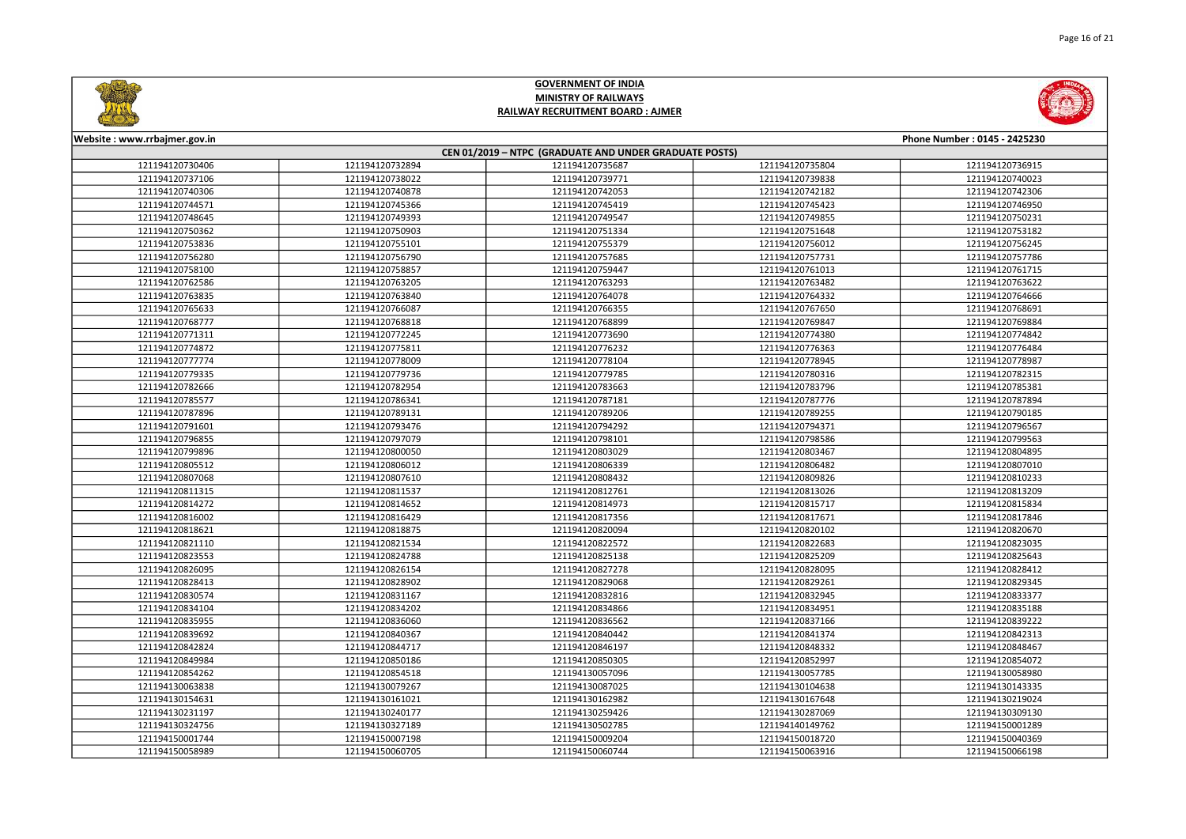# GOVERNMENT OF INDIA
## MINISTRY OF RAILWAYS
## RAILWAY RECRUITMENT BOARD : AJMER

Website : www.rrbajmer.gov.in

Phone Number : 0145 - 2425230

### CEN 01/2019 – NTPC (GRADUATE AND UNDER GRADUATE POSTS)

| | | | | |
|---|---|---|---|---|
| 121194120730406 | 121194120732894 | 121194120735687 | 121194120735804 | 121194120736915 |
| 121194120737106 | 121194120738022 | 121194120739771 | 121194120739838 | 121194120740023 |
| 121194120740306 | 121194120740878 | 121194120742053 | 121194120742182 | 121194120742306 |
| 121194120744571 | 121194120745366 | 121194120745419 | 121194120745423 | 121194120746950 |
| 121194120748645 | 121194120749393 | 121194120749547 | 121194120749855 | 121194120750231 |
| 121194120750362 | 121194120750903 | 121194120751334 | 121194120751648 | 121194120753182 |
| 121194120753836 | 121194120755101 | 121194120755379 | 121194120756012 | 121194120756245 |
| 121194120756280 | 121194120756790 | 121194120757685 | 121194120757731 | 121194120757786 |
| 121194120758100 | 121194120758857 | 121194120759447 | 121194120761013 | 121194120761715 |
| 121194120762586 | 121194120763205 | 121194120763293 | 121194120763482 | 121194120763622 |
| 121194120763835 | 121194120763840 | 121194120764078 | 121194120764332 | 121194120764666 |
| 121194120765633 | 121194120766087 | 121194120766355 | 121194120767650 | 121194120768691 |
| 121194120768777 | 121194120768818 | 121194120768899 | 121194120769847 | 121194120769884 |
| 121194120771311 | 121194120772245 | 121194120773690 | 121194120774380 | 121194120774842 |
| 121194120774872 | 121194120775811 | 121194120776232 | 121194120776363 | 121194120776484 |
| 121194120777774 | 121194120778009 | 121194120778104 | 121194120778945 | 121194120778987 |
| 121194120779335 | 121194120779736 | 121194120779785 | 121194120780316 | 121194120782315 |
| 121194120782666 | 121194120782954 | 121194120783663 | 121194120783796 | 121194120785381 |
| 121194120785577 | 121194120786341 | 121194120787181 | 121194120787776 | 121194120787894 |
| 121194120787896 | 121194120789131 | 121194120789206 | 121194120789255 | 121194120790185 |
| 121194120791601 | 121194120793476 | 121194120794292 | 121194120794371 | 121194120796567 |
| 121194120796855 | 121194120797079 | 121194120798101 | 121194120798586 | 121194120799563 |
| 121194120799896 | 121194120800050 | 121194120803029 | 121194120803467 | 121194120804895 |
| 121194120805512 | 121194120806012 | 121194120806339 | 121194120806482 | 121194120807010 |
| 121194120807068 | 121194120807610 | 121194120808432 | 121194120809826 | 121194120810233 |
| 121194120811315 | 121194120811537 | 121194120812761 | 121194120813026 | 121194120813209 |
| 121194120814272 | 121194120814652 | 121194120814973 | 121194120815717 | 121194120815834 |
| 121194120816002 | 121194120816429 | 121194120817356 | 121194120817671 | 121194120817846 |
| 121194120818621 | 121194120818875 | 121194120820094 | 121194120820102 | 121194120820670 |
| 121194120821110 | 121194120821534 | 121194120822572 | 121194120822683 | 121194120823035 |
| 121194120823553 | 121194120824788 | 121194120825138 | 121194120825209 | 121194120825643 |
| 121194120826095 | 121194120826154 | 121194120827278 | 121194120828095 | 121194120828412 |
| 121194120828413 | 121194120828902 | 121194120829068 | 121194120829261 | 121194120829345 |
| 121194120830574 | 121194120831167 | 121194120832816 | 121194120832945 | 121194120833377 |
| 121194120834104 | 121194120834202 | 121194120834866 | 121194120834951 | 121194120835188 |
| 121194120835955 | 121194120836060 | 121194120836562 | 121194120837166 | 121194120839222 |
| 121194120839692 | 121194120840367 | 121194120840442 | 121194120841374 | 121194120842313 |
| 121194120842824 | 121194120844717 | 121194120846197 | 121194120848332 | 121194120848467 |
| 121194120849984 | 121194120850186 | 121194120850305 | 121194120852997 | 121194120854072 |
| 121194120854262 | 121194120854518 | 121194130057096 | 121194130057785 | 121194130058980 |
| 121194130063838 | 121194130079267 | 121194130087025 | 121194130104638 | 121194130143335 |
| 121194130154631 | 121194130161021 | 121194130162982 | 121194130167648 | 121194130219024 |
| 121194130231197 | 121194130240177 | 121194130259426 | 121194130287069 | 121194130309130 |
| 121194130324756 | 121194130327189 | 121194130502785 | 121194140149762 | 121194150001289 |
| 121194150001744 | 121194150007198 | 121194150009204 | 121194150018720 | 121194150040369 |
| 121194150058989 | 121194150060705 | 121194150060744 | 121194150063916 | 121194150066198 |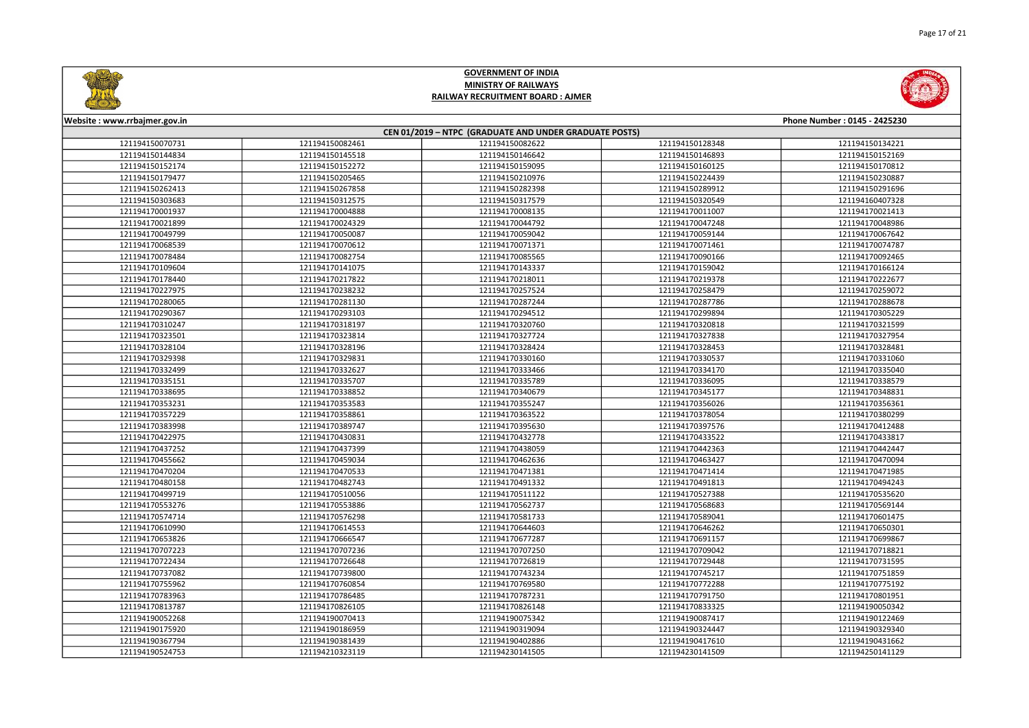# GOVERNMENT OF INDIA
## MINISTRY OF RAILWAYS
## RAILWAY RECRUITMENT BOARD : AJMER

Website : www.rrbajmer.gov.in | Phone Number : 0145 - 2425230

### CEN 01/2019 – NTPC (GRADUATE AND UNDER GRADUATE POSTS)

| | | | | |
|---|---|---|---|---|
| 121194150070731 | 121194150082461 | 121194150082622 | 121194150128348 | 121194150134221 |
| 121194150144834 | 121194150145518 | 121194150146642 | 121194150146893 | 121194150152169 |
| 121194150152174 | 121194150152272 | 121194150159095 | 121194150160125 | 121194150170812 |
| 121194150179477 | 121194150205465 | 121194150210976 | 121194150224439 | 121194150230887 |
| 121194150262413 | 121194150267858 | 121194150282398 | 121194150289912 | 121194150291696 |
| 121194150303683 | 121194150312575 | 121194150317579 | 121194150320549 | 121194160407328 |
| 121194170001937 | 121194170004888 | 121194170008135 | 121194170011007 | 121194170021413 |
| 121194170021899 | 121194170024329 | 121194170044792 | 121194170047248 | 121194170048986 |
| 121194170049799 | 121194170050087 | 121194170059042 | 121194170059144 | 121194170067642 |
| 121194170068539 | 121194170070612 | 121194170071371 | 121194170071461 | 121194170074787 |
| 121194170078484 | 121194170082754 | 121194170085565 | 121194170090166 | 121194170092465 |
| 121194170109604 | 121194170141075 | 121194170143337 | 121194170159042 | 121194170166124 |
| 121194170178440 | 121194170217822 | 121194170218011 | 121194170219378 | 121194170222677 |
| 121194170227975 | 121194170238232 | 121194170257524 | 121194170258479 | 121194170259072 |
| 121194170280065 | 121194170281130 | 121194170287244 | 121194170287786 | 121194170288678 |
| 121194170290367 | 121194170293103 | 121194170294512 | 121194170299894 | 121194170305229 |
| 121194170310247 | 121194170318197 | 121194170320760 | 121194170320818 | 121194170321599 |
| 121194170323501 | 121194170323814 | 121194170327724 | 121194170327838 | 121194170327954 |
| 121194170328104 | 121194170328196 | 121194170328424 | 121194170328453 | 121194170328481 |
| 121194170329398 | 121194170329831 | 121194170330160 | 121194170330537 | 121194170331060 |
| 121194170332499 | 121194170332627 | 121194170333466 | 121194170334170 | 121194170335040 |
| 121194170335151 | 121194170335707 | 121194170335789 | 121194170336095 | 121194170338579 |
| 121194170338695 | 121194170338852 | 121194170340679 | 121194170345177 | 121194170348831 |
| 121194170353231 | 121194170353583 | 121194170355247 | 121194170356026 | 121194170356361 |
| 121194170357229 | 121194170358861 | 121194170363522 | 121194170378054 | 121194170380299 |
| 121194170383998 | 121194170389747 | 121194170395630 | 121194170397576 | 121194170412488 |
| 121194170422975 | 121194170430831 | 121194170432778 | 121194170433522 | 121194170433817 |
| 121194170437252 | 121194170437399 | 121194170438059 | 121194170442363 | 121194170442447 |
| 121194170455662 | 121194170459034 | 121194170462636 | 121194170463427 | 121194170470094 |
| 121194170470204 | 121194170470533 | 121194170471381 | 121194170471414 | 121194170471985 |
| 121194170480158 | 121194170482743 | 121194170491332 | 121194170491813 | 121194170494243 |
| 121194170499719 | 121194170510056 | 121194170511122 | 121194170527388 | 121194170535620 |
| 121194170553276 | 121194170553886 | 121194170562737 | 121194170568683 | 121194170569144 |
| 121194170574714 | 121194170576298 | 121194170581733 | 121194170589041 | 121194170601475 |
| 121194170610990 | 121194170614553 | 121194170644603 | 121194170646262 | 121194170650301 |
| 121194170653826 | 121194170666547 | 121194170677287 | 121194170691157 | 121194170699867 |
| 121194170707223 | 121194170707236 | 121194170707250 | 121194170709042 | 121194170718821 |
| 121194170722434 | 121194170726648 | 121194170726819 | 121194170729448 | 121194170731595 |
| 121194170737082 | 121194170739800 | 121194170743234 | 121194170745217 | 121194170751859 |
| 121194170755962 | 121194170760854 | 121194170769580 | 121194170772288 | 121194170775192 |
| 121194170783963 | 121194170786485 | 121194170787231 | 121194170791750 | 121194170801951 |
| 121194170813787 | 121194170826105 | 121194170826148 | 121194170833325 | 121194190050342 |
| 121194190052268 | 121194190070413 | 121194190075342 | 121194190087417 | 121194190122469 |
| 121194190175920 | 121194190186959 | 121194190319094 | 121194190324447 | 121194190329340 |
| 121194190367794 | 121194190381439 | 121194190402886 | 121194190417610 | 121194190431662 |
| 121194190524753 | 121194210323119 | 121194230141505 | 121194230141509 | 121194250141129 |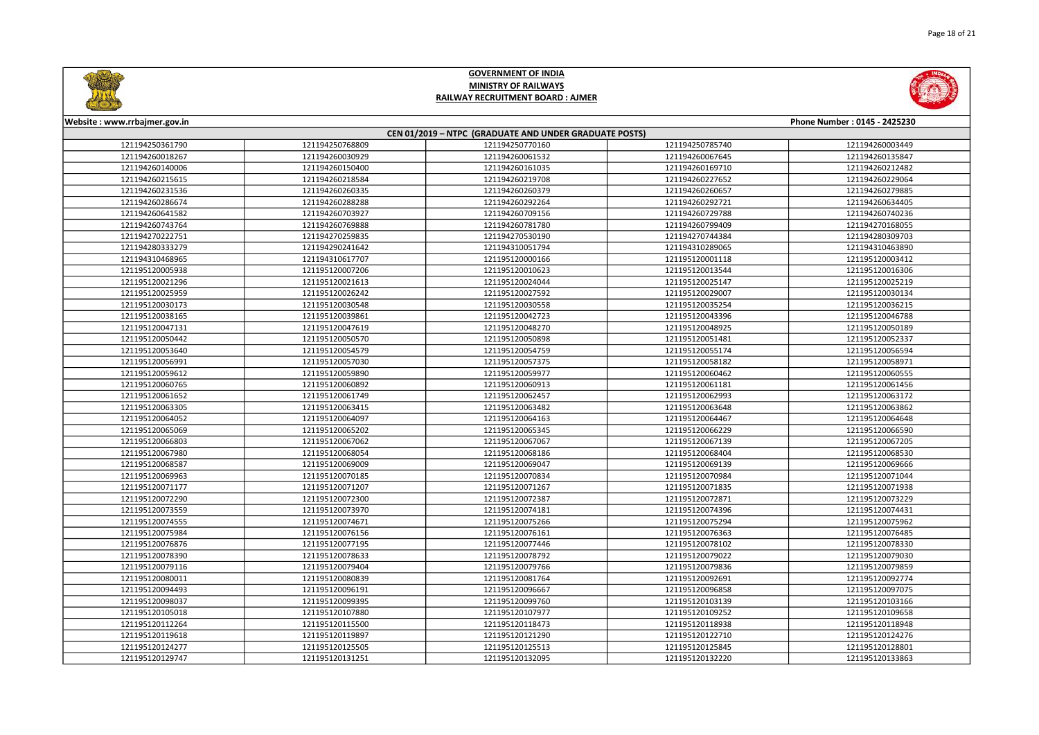**GOVERNMENT OF INDIA**
**MINISTRY OF RAILWAYS**
**RAILWAY RECRUITMENT BOARD : AJMER**

Website : www.rrbajmer.gov.in | Phone Number : 0145 - 2425230

**CEN 01/2019 – NTPC (GRADUATE AND UNDER GRADUATE POSTS)**

| | | | | |
|---|---|---|---|---|
| 121194250361790 | 121194250768809 | 121194250770160 | 121194250785740 | 121194260003449 |
| 121194260018267 | 121194260030929 | 121194260061532 | 121194260067645 | 121194260135847 |
| 121194260140006 | 121194260150400 | 121194260161035 | 121194260169710 | 121194260212482 |
| 121194260215615 | 121194260218584 | 121194260219708 | 121194260227652 | 121194260229064 |
| 121194260231536 | 121194260260335 | 121194260260379 | 121194260260657 | 121194260279885 |
| 121194260286674 | 121194260288288 | 121194260292264 | 121194260292721 | 121194260634405 |
| 121194260641582 | 121194260703927 | 121194260709156 | 121194260729788 | 121194260740236 |
| 121194260743764 | 121194260769888 | 121194260781780 | 121194260799409 | 121194270168055 |
| 121194270222751 | 121194270259835 | 121194270530190 | 121194270744384 | 121194280309703 |
| 121194280333279 | 121194290241642 | 121194310051794 | 121194310289065 | 121194310463890 |
| 121194310468965 | 121194310617707 | 121195120000166 | 121195120001118 | 121195120003412 |
| 121195120005938 | 121195120007206 | 121195120010623 | 121195120013544 | 121195120016306 |
| 121195120021296 | 121195120021613 | 121195120024044 | 121195120025147 | 121195120025219 |
| 121195120025959 | 121195120026242 | 121195120027592 | 121195120029007 | 121195120030134 |
| 121195120030173 | 121195120030548 | 121195120030558 | 121195120035254 | 121195120036215 |
| 121195120038165 | 121195120039861 | 121195120042723 | 121195120043396 | 121195120046788 |
| 121195120047131 | 121195120047619 | 121195120048270 | 121195120048925 | 121195120050189 |
| 121195120050442 | 121195120050570 | 121195120050898 | 121195120051481 | 121195120052337 |
| 121195120053640 | 121195120054579 | 121195120054759 | 121195120055174 | 121195120056594 |
| 121195120056991 | 121195120057030 | 121195120057375 | 121195120058182 | 121195120058971 |
| 121195120059612 | 121195120059890 | 121195120059977 | 121195120060462 | 121195120060555 |
| 121195120060765 | 121195120060892 | 121195120060913 | 121195120061181 | 121195120061456 |
| 121195120061652 | 121195120061749 | 121195120062457 | 121195120062993 | 121195120063172 |
| 121195120063305 | 121195120063415 | 121195120063482 | 121195120063648 | 121195120063862 |
| 121195120064052 | 121195120064097 | 121195120064163 | 121195120064467 | 121195120064648 |
| 121195120065069 | 121195120065202 | 121195120065345 | 121195120066229 | 121195120066590 |
| 121195120066803 | 121195120067062 | 121195120067067 | 121195120067139 | 121195120067205 |
| 121195120067980 | 121195120068054 | 121195120068186 | 121195120068404 | 121195120068530 |
| 121195120068587 | 121195120069009 | 121195120069047 | 121195120069139 | 121195120069666 |
| 121195120069963 | 121195120070185 | 121195120070834 | 121195120070984 | 121195120071044 |
| 121195120071177 | 121195120071207 | 121195120071267 | 121195120071835 | 121195120071938 |
| 121195120072290 | 121195120072300 | 121195120072387 | 121195120072871 | 121195120073229 |
| 121195120073559 | 121195120073970 | 121195120074181 | 121195120074396 | 121195120074431 |
| 121195120074555 | 121195120074671 | 121195120075266 | 121195120075294 | 121195120075962 |
| 121195120075984 | 121195120076156 | 121195120076161 | 121195120076363 | 121195120076485 |
| 121195120076876 | 121195120077195 | 121195120077446 | 121195120078102 | 121195120078330 |
| 121195120078390 | 121195120078633 | 121195120078792 | 121195120079022 | 121195120079030 |
| 121195120079116 | 121195120079404 | 121195120079766 | 121195120079836 | 121195120079859 |
| 121195120080011 | 121195120080839 | 121195120081764 | 121195120092691 | 121195120092774 |
| 121195120094493 | 121195120096191 | 121195120096667 | 121195120096858 | 121195120097075 |
| 121195120098037 | 121195120099395 | 121195120099760 | 121195120103139 | 121195120103166 |
| 121195120105018 | 121195120107880 | 121195120107977 | 121195120109252 | 121195120109658 |
| 121195120112264 | 121195120115500 | 121195120118473 | 121195120118938 | 121195120118948 |
| 121195120119618 | 121195120119897 | 121195120121290 | 121195120122710 | 121195120124276 |
| 121195120124277 | 121195120125505 | 121195120125513 | 121195120125845 | 121195120128801 |
| 121195120129747 | 121195120131251 | 121195120132095 | 121195120132220 | 121195120133863 |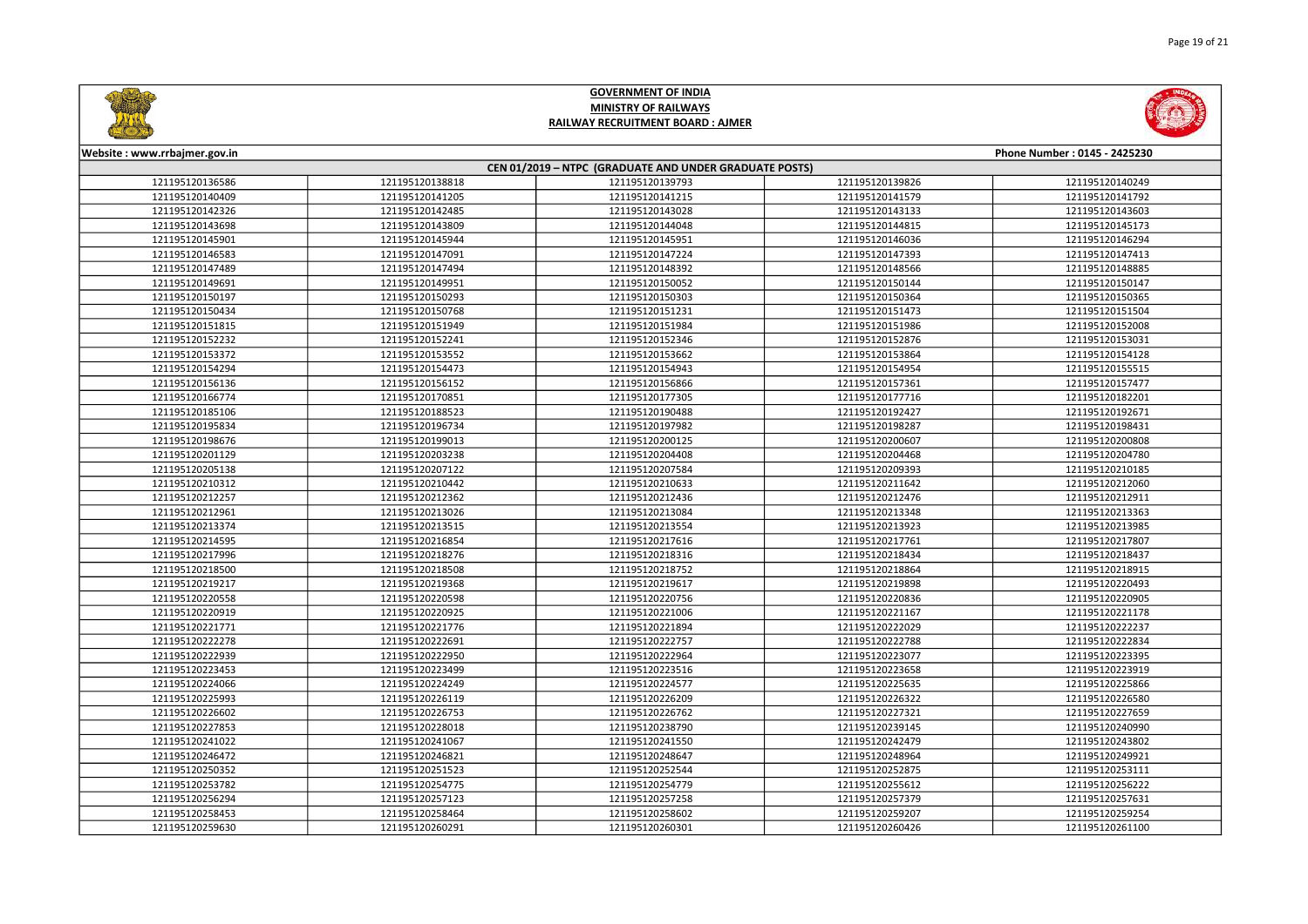# GOVERNMENT OF INDIA
## MINISTRY OF RAILWAYS
## RAILWAY RECRUITMENT BOARD : AJMER

Website : www.rrbajmer.gov.in | Phone Number : 0145 - 2425230

### CEN 01/2019 – NTPC (GRADUATE AND UNDER GRADUATE POSTS)

| | | | | |
|---|---|---|---|---|
| 121195120136586 | 121195120138818 | 121195120139793 | 121195120139826 | 121195120140249 |
| 121195120140409 | 121195120141205 | 121195120141215 | 121195120141579 | 121195120141792 |
| 121195120142326 | 121195120142485 | 121195120143028 | 121195120143133 | 121195120143603 |
| 121195120143698 | 121195120143809 | 121195120144048 | 121195120144815 | 121195120145173 |
| 121195120145901 | 121195120145944 | 121195120145951 | 121195120146036 | 121195120146294 |
| 121195120146583 | 121195120147091 | 121195120147224 | 121195120147393 | 121195120147413 |
| 121195120147489 | 121195120147494 | 121195120148392 | 121195120148566 | 121195120148885 |
| 121195120149691 | 121195120149951 | 121195120150052 | 121195120150144 | 121195120150147 |
| 121195120150197 | 121195120150293 | 121195120150303 | 121195120150364 | 121195120150365 |
| 121195120150434 | 121195120150768 | 121195120151231 | 121195120151473 | 121195120151504 |
| 121195120151815 | 121195120151949 | 121195120151984 | 121195120151986 | 121195120152008 |
| 121195120152232 | 121195120152241 | 121195120152346 | 121195120152876 | 121195120153031 |
| 121195120153372 | 121195120153552 | 121195120153662 | 121195120153864 | 121195120154128 |
| 121195120154294 | 121195120154473 | 121195120154943 | 121195120154954 | 121195120155515 |
| 121195120156136 | 121195120156152 | 121195120156866 | 121195120157361 | 121195120157477 |
| 121195120166774 | 121195120170851 | 121195120177305 | 121195120177716 | 121195120182201 |
| 121195120185106 | 121195120188523 | 121195120190488 | 121195120192427 | 121195120192671 |
| 121195120195834 | 121195120196734 | 121195120197982 | 121195120198287 | 121195120198431 |
| 121195120198676 | 121195120199013 | 121195120200125 | 121195120200607 | 121195120200808 |
| 121195120201129 | 121195120203238 | 121195120204408 | 121195120204468 | 121195120204780 |
| 121195120205138 | 121195120207122 | 121195120207584 | 121195120209393 | 121195120210185 |
| 121195120210312 | 121195120210442 | 121195120210633 | 121195120211642 | 121195120212060 |
| 121195120212257 | 121195120212362 | 121195120212436 | 121195120212476 | 121195120212911 |
| 121195120212961 | 121195120213026 | 121195120213084 | 121195120213348 | 121195120213363 |
| 121195120213374 | 121195120213515 | 121195120213554 | 121195120213923 | 121195120213985 |
| 121195120214595 | 121195120216854 | 121195120217616 | 121195120217761 | 121195120217807 |
| 121195120217996 | 121195120218276 | 121195120218316 | 121195120218434 | 121195120218437 |
| 121195120218500 | 121195120218508 | 121195120218752 | 121195120218864 | 121195120218915 |
| 121195120219217 | 121195120219368 | 121195120219617 | 121195120219898 | 121195120220493 |
| 121195120220558 | 121195120220598 | 121195120220756 | 121195120220836 | 121195120220905 |
| 121195120220919 | 121195120220925 | 121195120221006 | 121195120221167 | 121195120221178 |
| 121195120221771 | 121195120221776 | 121195120221894 | 121195120222029 | 121195120222237 |
| 121195120222278 | 121195120222691 | 121195120222757 | 121195120222788 | 121195120222834 |
| 121195120222939 | 121195120222950 | 121195120222964 | 121195120223077 | 121195120223395 |
| 121195120223453 | 121195120223499 | 121195120223516 | 121195120223658 | 121195120223919 |
| 121195120224066 | 121195120224249 | 121195120224577 | 121195120225635 | 121195120225866 |
| 121195120225993 | 121195120226119 | 121195120226209 | 121195120226322 | 121195120226580 |
| 121195120226602 | 121195120226753 | 121195120226762 | 121195120227321 | 121195120227659 |
| 121195120227853 | 121195120228018 | 121195120238790 | 121195120239145 | 121195120240990 |
| 121195120241022 | 121195120241067 | 121195120241550 | 121195120242479 | 121195120243802 |
| 121195120246472 | 121195120246821 | 121195120248647 | 121195120248964 | 121195120249921 |
| 121195120250352 | 121195120251523 | 121195120252544 | 121195120252875 | 121195120253111 |
| 121195120253782 | 121195120254775 | 121195120254779 | 121195120255612 | 121195120256222 |
| 121195120256294 | 121195120257123 | 121195120257258 | 121195120257379 | 121195120257631 |
| 121195120258453 | 121195120258464 | 121195120258602 | 121195120259207 | 121195120259254 |
| 121195120259630 | 121195120260291 | 121195120260301 | 121195120260426 | 121195120261100 |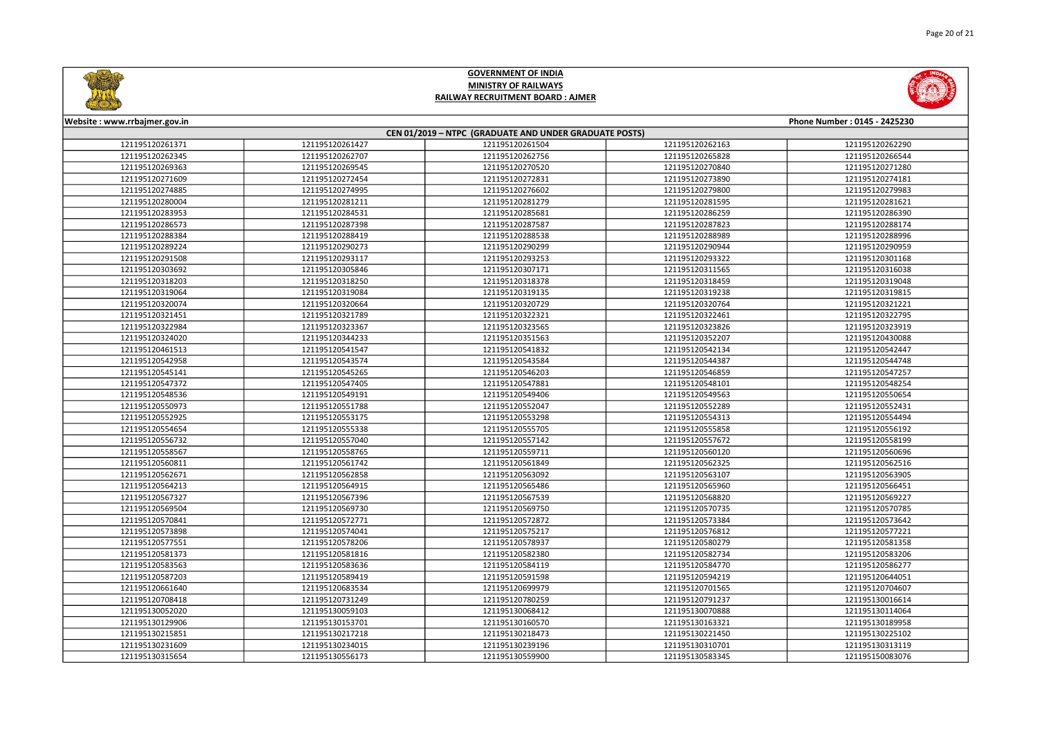# GOVERNMENT OF INDIA
## MINISTRY OF RAILWAYS
## RAILWAY RECRUITMENT BOARD : AJMER

**Website : www.rrbajmer.gov.in** | **Phone Number : 0145 - 2425230**

### CEN 01/2019 – NTPC (GRADUATE AND UNDER GRADUATE POSTS)

| | | | | |
|---|---|---|---|---|
| 121195120261371 | 121195120261427 | 121195120261504 | 121195120262163 | 121195120262290 |
| 121195120262345 | 121195120262707 | 121195120262756 | 121195120265828 | 121195120266544 |
| 121195120269363 | 121195120269545 | 121195120270520 | 121195120270840 | 121195120271280 |
| 121195120271609 | 121195120272454 | 121195120272831 | 121195120273890 | 121195120274181 |
| 121195120274885 | 121195120274995 | 121195120276602 | 121195120279800 | 121195120279983 |
| 121195120280004 | 121195120281211 | 121195120281279 | 121195120281595 | 121195120281621 |
| 121195120283953 | 121195120284531 | 121195120285681 | 121195120286259 | 121195120286390 |
| 121195120286573 | 121195120287398 | 121195120287587 | 121195120287823 | 121195120288174 |
| 121195120288384 | 121195120288419 | 121195120288538 | 121195120288989 | 121195120288996 |
| 121195120289224 | 121195120290273 | 121195120290299 | 121195120290944 | 121195120290959 |
| 121195120291508 | 121195120293117 | 121195120293253 | 121195120293322 | 121195120301168 |
| 121195120303692 | 121195120305846 | 121195120307171 | 121195120311565 | 121195120316038 |
| 121195120318203 | 121195120318250 | 121195120318378 | 121195120318459 | 121195120319048 |
| 121195120319064 | 121195120319084 | 121195120319135 | 121195120319238 | 121195120319815 |
| 121195120320074 | 121195120320664 | 121195120320729 | 121195120320764 | 121195120321221 |
| 121195120321451 | 121195120321789 | 121195120322321 | 121195120322461 | 121195120322795 |
| 121195120322984 | 121195120323367 | 121195120323565 | 121195120323826 | 121195120323919 |
| 121195120324020 | 121195120344233 | 121195120351563 | 121195120352207 | 121195120430088 |
| 121195120461513 | 121195120541547 | 121195120541832 | 121195120542134 | 121195120542447 |
| 121195120542958 | 121195120543574 | 121195120543584 | 121195120544387 | 121195120544748 |
| 121195120545141 | 121195120545265 | 121195120546203 | 121195120546859 | 121195120547257 |
| 121195120547372 | 121195120547405 | 121195120547881 | 121195120548101 | 121195120548254 |
| 121195120548536 | 121195120549191 | 121195120549406 | 121195120549563 | 121195120550654 |
| 121195120550973 | 121195120551788 | 121195120552047 | 121195120552289 | 121195120552431 |
| 121195120552925 | 121195120553175 | 121195120553298 | 121195120554313 | 121195120554494 |
| 121195120554654 | 121195120555338 | 121195120555705 | 121195120555858 | 121195120556192 |
| 121195120556732 | 121195120557040 | 121195120557142 | 121195120557672 | 121195120558199 |
| 121195120558567 | 121195120558765 | 121195120559711 | 121195120560120 | 121195120560696 |
| 121195120560811 | 121195120561742 | 121195120561849 | 121195120562325 | 121195120562516 |
| 121195120562671 | 121195120562858 | 121195120563092 | 121195120563107 | 121195120563905 |
| 121195120564213 | 121195120564915 | 121195120565486 | 121195120565960 | 121195120566451 |
| 121195120567327 | 121195120567396 | 121195120567539 | 121195120568820 | 121195120569227 |
| 121195120569504 | 121195120569730 | 121195120569750 | 121195120570735 | 121195120570785 |
| 121195120570841 | 121195120572771 | 121195120572872 | 121195120573384 | 121195120573642 |
| 121195120573898 | 121195120574041 | 121195120575217 | 121195120576812 | 121195120577221 |
| 121195120577551 | 121195120578206 | 121195120578937 | 121195120580279 | 121195120581358 |
| 121195120581373 | 121195120581816 | 121195120582380 | 121195120582734 | 121195120583206 |
| 121195120583563 | 121195120583636 | 121195120584119 | 121195120584770 | 121195120586277 |
| 121195120587203 | 121195120589419 | 121195120591598 | 121195120594219 | 121195120644051 |
| 121195120661640 | 121195120683534 | 121195120699979 | 121195120701565 | 121195120704607 |
| 121195120708418 | 121195120731249 | 121195120780259 | 121195120791237 | 121195130016614 |
| 121195130052020 | 121195130059103 | 121195130068412 | 121195130070888 | 121195130114064 |
| 121195130129906 | 121195130153701 | 121195130160570 | 121195130163321 | 121195130189958 |
| 121195130215851 | 121195130217218 | 121195130218473 | 121195130221450 | 121195130225102 |
| 121195130231609 | 121195130234015 | 121195130239196 | 121195130310701 | 121195130313119 |
| 121195130315654 | 121195130556173 | 121195130559900 | 121195130583345 | 121195150083076 |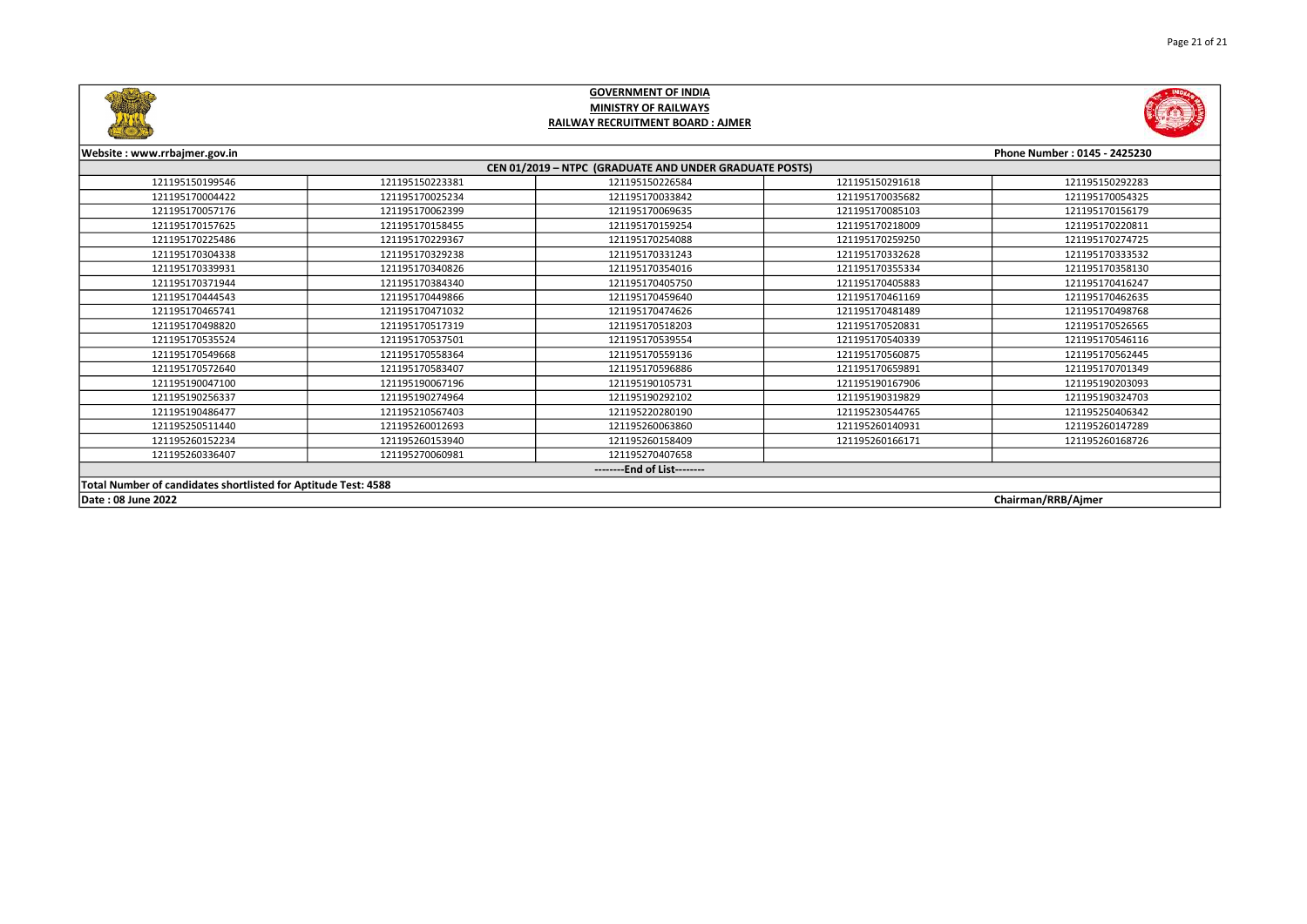# GOVERNMENT OF INDIA
## MINISTRY OF RAILWAYS
## RAILWAY RECRUITMENT BOARD : AJMER

Website : www.rrbajmer.gov.in

Phone Number : 0145 - 2425230

### CEN 01/2019 – NTPC (GRADUATE AND UNDER GRADUATE POSTS)

| | | | | |
|---|---|---|---|---|
| 121195150199546 | 121195150223381 | 121195150226584 | 121195150291618 | 121195150292283 |
| 121195170004422 | 121195170025234 | 121195170033842 | 121195170035682 | 121195170054325 |
| 121195170057176 | 121195170062399 | 121195170069635 | 121195170085103 | 121195170156179 |
| 121195170157625 | 121195170158455 | 121195170159254 | 121195170218009 | 121195170220811 |
| 121195170225486 | 121195170229367 | 121195170254088 | 121195170259250 | 121195170274725 |
| 121195170304338 | 121195170329238 | 121195170331243 | 121195170332628 | 121195170333532 |
| 121195170339931 | 121195170340826 | 121195170354016 | 121195170355334 | 121195170358130 |
| 121195170371944 | 121195170384340 | 121195170405750 | 121195170405883 | 121195170416247 |
| 121195170444543 | 121195170449866 | 121195170459640 | 121195170461169 | 121195170462635 |
| 121195170465741 | 121195170471032 | 121195170474626 | 121195170481489 | 121195170498768 |
| 121195170498820 | 121195170517319 | 121195170518203 | 121195170520831 | 121195170526565 |
| 121195170535524 | 121195170537501 | 121195170539554 | 121195170540339 | 121195170546116 |
| 121195170549668 | 121195170558364 | 121195170559136 | 121195170560875 | 121195170562445 |
| 121195170572640 | 121195170583407 | 121195170596886 | 121195170659891 | 121195170701349 |
| 121195190047100 | 121195190067196 | 121195190105731 | 121195190167906 | 121195190203093 |
| 121195190256337 | 121195190274964 | 121195190292102 | 121195190319829 | 121195190324703 |
| 121195190486477 | 121195210567403 | 121195220280190 | 121195230544765 | 121195250406342 |
| 121195250511440 | 121195260012693 | 121195260063860 | 121195260140931 | 121195260147289 |
| 121195260152234 | 121195260153940 | 121195260158409 | 121195260166171 | 121195260168726 |
| 121195260336407 | 121195270060981 | 121195270407658 | | |

--------End of List--------

**Total Number of candidates shortlisted for Aptitude Test: 4588**

**Date : 08 June 2022**

**Chairman/RRB/Ajmer**